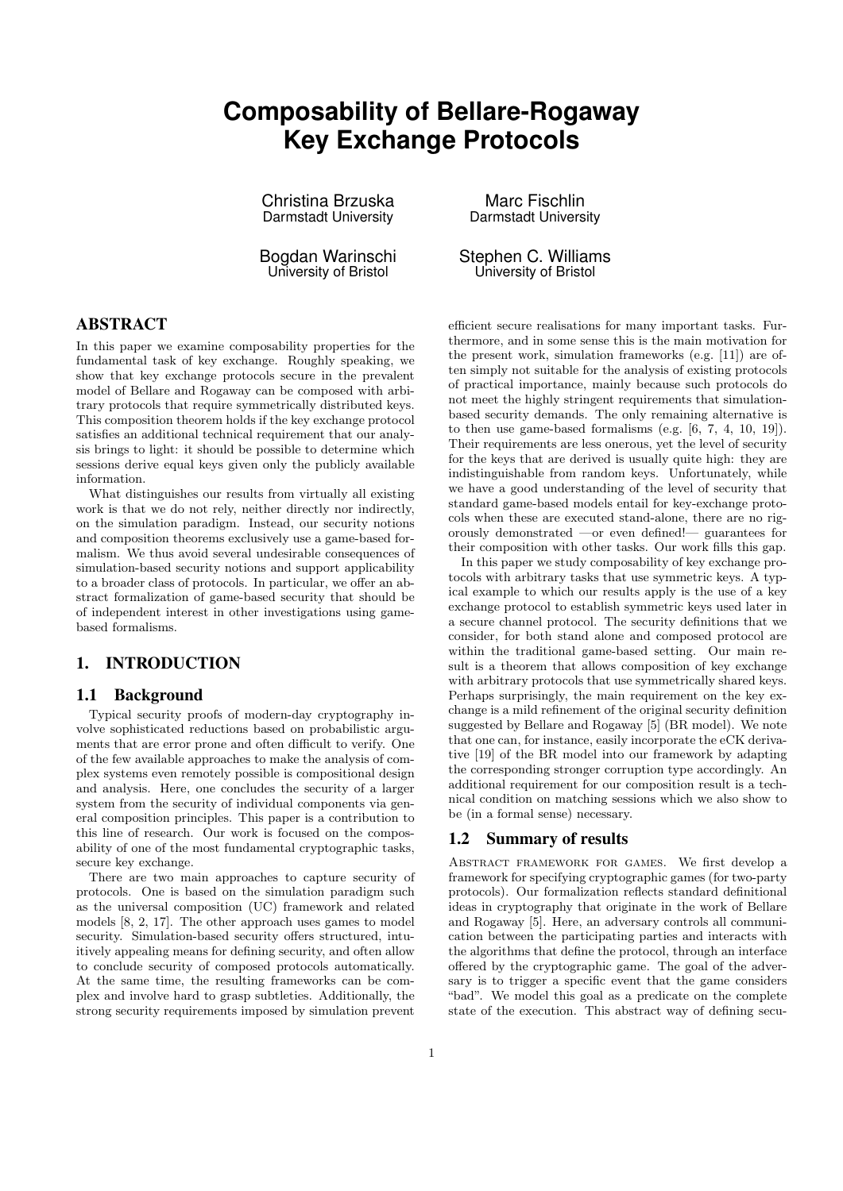# Composability of Bellare-Rogaway Key Exchange Protocols

Christina Brzuska
Darmstadt University

Marc Fischlin
Darmstadt University

Bogdan Warinschi
University of Bristol

Stephen C. Williams
University of Bristol

## ABSTRACT

In this paper we examine composability properties for the fundamental task of key exchange. Roughly speaking, we show that key exchange protocols secure in the prevalent model of Bellare and Rogaway can be composed with arbitrary protocols that require symmetrically distributed keys. This composition theorem holds if the key exchange protocol satisfies an additional technical requirement that our analysis brings to light: it should be possible to determine which sessions derive equal keys given only the publicly available information.

What distinguishes our results from virtually all existing work is that we do not rely, neither directly nor indirectly, on the simulation paradigm. Instead, our security notions and composition theorems exclusively use a game-based formalism. We thus avoid several undesirable consequences of simulation-based security notions and support applicability to a broader class of protocols. In particular, we offer an abstract formalization of game-based security that should be of independent interest in other investigations using game-based formalisms.

## 1. INTRODUCTION

### 1.1 Background

Typical security proofs of modern-day cryptography involve sophisticated reductions based on probabilistic arguments that are error prone and often difficult to verify. One of the few available approaches to make the analysis of complex systems even remotely possible is compositional design and analysis. Here, one concludes the security of a larger system from the security of individual components via general composition principles. This paper is a contribution to this line of research. Our work is focused on the composability of one of the most fundamental cryptographic tasks, secure key exchange.

There are two main approaches to capture security of protocols. One is based on the simulation paradigm such as the universal composition (UC) framework and related models [8, 2, 17]. The other approach uses games to model security. Simulation-based security offers structured, intuitively appealing means for defining security, and often allow to conclude security of composed protocols automatically. At the same time, the resulting frameworks can be complex and involve hard to grasp subtleties. Additionally, the strong security requirements imposed by simulation prevent efficient secure realisations for many important tasks. Furthermore, and in some sense this is the main motivation for the present work, simulation frameworks (e.g. [11]) are often simply not suitable for the analysis of existing protocols of practical importance, mainly because such protocols do not meet the highly stringent requirements that simulation-based security demands. The only remaining alternative is to then use game-based formalisms (e.g. [6, 7, 4, 10, 19]). Their requirements are less onerous, yet the level of security for the keys that are derived is usually quite high: they are indistinguishable from random keys. Unfortunately, while we have a good understanding of the level of security that standard game-based models entail for key-exchange protocols when these are executed stand-alone, there are no rigorously demonstrated —or even defined!— guarantees for their composition with other tasks. Our work fills this gap.

In this paper we study composability of key exchange protocols with arbitrary tasks that use symmetric keys. A typical example to which our results apply is the use of a key exchange protocol to establish symmetric keys used later in a secure channel protocol. The security definitions that we consider, for both stand alone and composed protocol are within the traditional game-based setting. Our main result is a theorem that allows composition of key exchange with arbitrary protocols that use symmetrically shared keys. Perhaps surprisingly, the main requirement on the key exchange is a mild refinement of the original security definition suggested by Bellare and Rogaway [5] (BR model). We note that one can, for instance, easily incorporate the eCK derivative [19] of the BR model into our framework by adapting the corresponding stronger corruption type accordingly. An additional requirement for our composition result is a technical condition on matching sessions which we also show to be (in a formal sense) necessary.

### 1.2 Summary of results

Abstract framework for games. We first develop a framework for specifying cryptographic games (for two-party protocols). Our formalization reflects standard definitional ideas in cryptography that originate in the work of Bellare and Rogaway [5]. Here, an adversary controls all communication between the participating parties and interacts with the algorithms that define the protocol, through an interface offered by the cryptographic game. The goal of the adversary is to trigger a specific event that the game considers "bad". We model this goal as a predicate on the complete state of the execution. This abstract way of defining secu-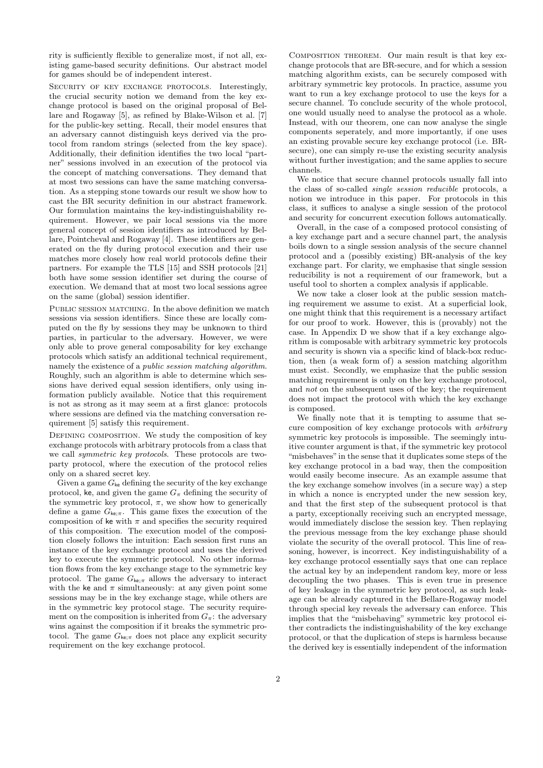rity is sufficiently flexible to generalize most, if not all, existing game-based security definitions. Our abstract model for games should be of independent interest.

Security of key exchange protocols. Interestingly, the crucial security notion we demand from the key exchange protocol is based on the original proposal of Bellare and Rogaway [5], as refined by Blake-Wilson et al. [7] for the public-key setting. Recall, their model ensures that an adversary cannot distinguish keys derived via the protocol from random strings (selected from the key space). Additionally, their definition identifies the two local "partner" sessions involved in an execution of the protocol via the concept of matching conversations. They demand that at most two sessions can have the same matching conversation. As a stepping stone towards our result we show how to cast the BR security definition in our abstract framework. Our formulation maintains the key-indistinguishability requirement. However, we pair local sessions via the more general concept of session identifiers as introduced by Bellare, Pointcheval and Rogaway [4]. These identifiers are generated on the fly during protocol execution and their use matches more closely how real world protocols define their partners. For example the TLS [15] and SSH protocols [21] both have some session identifier set during the course of execution. We demand that at most two local sessions agree on the same (global) session identifier.

Public session matching. In the above definition we match sessions via session identifiers. Since these are locally computed on the fly by sessions they may be unknown to third parties, in particular to the adversary. However, we were only able to prove general composability for key exchange protocols which satisfy an additional technical requirement, namely the existence of a *public session matching algorithm*. Roughly, such an algorithm is able to determine which sessions have derived equal session identifiers, only using information publicly available. Notice that this requirement is not as strong as it may seem at a first glance: protocols where sessions are defined via the matching conversation requirement [5] satisfy this requirement.

Defining composition. We study the composition of key exchange protocols with arbitrary protocols from a class that we call *symmetric key protocols*. These protocols are two-party protocol, where the execution of the protocol relies only on a shared secret key.

Given a game $G_{\mathsf{ke}}$ defining the security of the key exchange protocol, $\mathsf{ke}$, and given the game $G_\pi$ defining the security of the symmetric key protocol, $\pi$, we show how to generically define a game $G_{\mathsf{ke};\pi}$. This game fixes the execution of the composition of $\mathsf{ke}$ with $\pi$ and specifies the security required of this composition. The execution model of the composition closely follows the intuition: Each session first runs an instance of the key exchange protocol and uses the derived key to execute the symmetric protocol. No other information flows from the key exchange stage to the symmetric key protocol. The game $G_{\mathsf{ke};\pi}$ allows the adversary to interact with the $\mathsf{ke}$ and $\pi$ simultaneously: at any given point some sessions may be in the key exchange stage, while others are in the symmetric key protocol stage. The security requirement on the composition is inherited from $G_\pi$: the adversary wins against the composition if it breaks the symmetric protocol. The game $G_{\mathsf{ke};\pi}$ does not place any explicit security requirement on the key exchange protocol.

Composition theorem. Our main result is that key exchange protocols that are BR-secure, and for which a session matching algorithm exists, can be securely composed with arbitrary symmetric key protocols. In practice, assume you want to run a key exchange protocol to use the keys for a secure channel. To conclude security of the whole protocol, one would usually need to analyse the protocol as a whole. Instead, with our theorem, one can now analyse the single components seperately, and more importantly, if one uses an existing provable secure key exchange protocol (i.e. BR-secure), one can simply re-use the existing security analysis without further investigation; and the same applies to secure channels.

We notice that secure channel protocols usually fall into the class of so-called *single session reducible* protocols, a notion we introduce in this paper. For protocols in this class, it suffices to analyse a single session of the protocol and security for concurrent execution follows automatically.

Overall, in the case of a composed protocol consisting of a key exchange part and a secure channel part, the analysis boils down to a single session analysis of the secure channel protocol and a (possibly existing) BR-analysis of the key exchange part. For clarity, we emphasise that single session reducibility is not a requirement of our framework, but a useful tool to shorten a complex analysis if applicable.

We now take a closer look at the public session matching requirement we assume to exist. At a superficial look, one might think that this requirement is a necessary artifact for our proof to work. However, this is (provably) not the case. In Appendix D we show that if a key exchange algorithm is composable with arbitrary symmetric key protocols and security is shown via a specific kind of black-box reduction, then (a weak form of) a session matching algorithm must exist. Secondly, we emphasize that the public session matching requirement is only on the key exchange protocol, and *not* on the subsequent uses of the key; the requirement does not impact the protocol with which the key exchange is composed.

We finally note that it is tempting to assume that secure composition of key exchange protocols with *arbitrary* symmetric key protocols is impossible. The seemingly intuitive counter argument is that, if the symmetric key protocol "misbehaves" in the sense that it duplicates some steps of the key exchange protocol in a bad way, then the composition would easily become insecure. As an example assume that the key exchange somehow involves (in a secure way) a step in which a nonce is encrypted under the new session key, and that the first step of the subsequent protocol is that a party, exceptionally receiving such an encrypted message, would immediately disclose the session key. Then replaying the previous message from the key exchange phase should violate the security of the overall protocol. This line of reasoning, however, is incorrect. Key indistinguishability of a key exchange protocol essentially says that one can replace the actual key by an independent random key, more or less decoupling the two phases. This is even true in presence of key leakage in the symmetric key protocol, as such leakage can be already captured in the Bellare-Rogaway model through special key reveals the adversary can enforce. This implies that the "misbehaving" symmetric key protocol either contradicts the indistinguishability of the key exchange protocol, or that the duplication of steps is harmless because the derived key is essentially independent of the information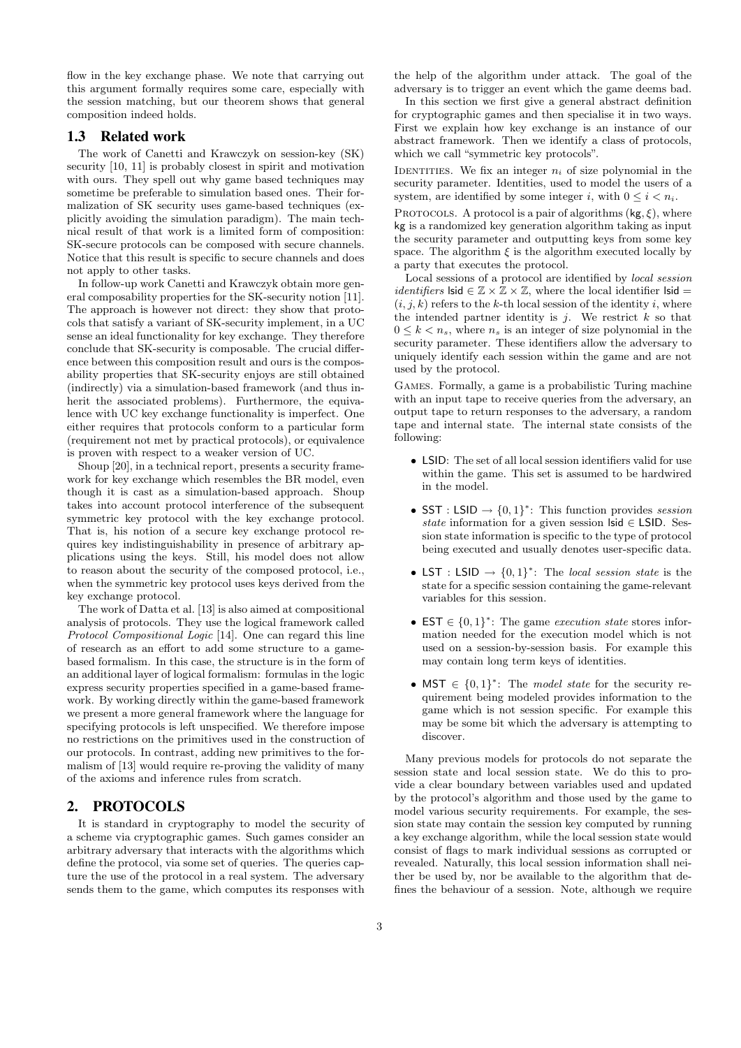flow in the key exchange phase. We note that carrying out this argument formally requires some care, especially with the session matching, but our theorem shows that general composition indeed holds.

### 1.3 Related work

The work of Canetti and Krawczyk on session-key (SK) security [10, 11] is probably closest in spirit and motivation with ours. They spell out why game based techniques may sometime be preferable to simulation based ones. Their formalization of SK security uses game-based techniques (explicitly avoiding the simulation paradigm). The main technical result of that work is a limited form of composition: SK-secure protocols can be composed with secure channels. Notice that this result is specific to secure channels and does not apply to other tasks.

In follow-up work Canetti and Krawczyk obtain more general composability properties for the SK-security notion [11]. The approach is however not direct: they show that protocols that satisfy a variant of SK-security implement, in a UC sense an ideal functionality for key exchange. They therefore conclude that SK-security is composable. The crucial difference between this composition result and ours is the composability properties that SK-security enjoys are still obtained (indirectly) via a simulation-based framework (and thus inherit the associated problems). Furthermore, the equivalence with UC key exchange functionality is imperfect. One either requires that protocols conform to a particular form (requirement not met by practical protocols), or equivalence is proven with respect to a weaker version of UC.

Shoup [20], in a technical report, presents a security framework for key exchange which resembles the BR model, even though it is cast as a simulation-based approach. Shoup takes into account protocol interference of the subsequent symmetric key protocol with the key exchange protocol. That is, his notion of a secure key exchange protocol requires key indistinguishability in presence of arbitrary applications using the keys. Still, his model does not allow to reason about the security of the composed protocol, i.e., when the symmetric key protocol uses keys derived from the key exchange protocol.

The work of Datta et al. [13] is also aimed at compositional analysis of protocols. They use the logical framework called *Protocol Compositional Logic* [14]. One can regard this line of research as an effort to add some structure to a game-based formalism. In this case, the structure is in the form of an additional layer of logical formalism: formulas in the logic express security properties specified in a game-based framework. By working directly within the game-based framework we present a more general framework where the language for specifying protocols is left unspecified. We therefore impose no restrictions on the primitives used in the construction of our protocols. In contrast, adding new primitives to the formalism of [13] would require re-proving the validity of many of the axioms and inference rules from scratch.

## 2. PROTOCOLS

It is standard in cryptography to model the security of a scheme via cryptographic games. Such games consider an arbitrary adversary that interacts with the algorithms which define the protocol, via some set of queries. The queries capture the use of the protocol in a real system. The adversary sends them to the game, which computes its responses with the help of the algorithm under attack. The goal of the adversary is to trigger an event which the game deems bad.

In this section we first give a general abstract definition for cryptographic games and then specialise it in two ways. First we explain how key exchange is an instance of our abstract framework. Then we identify a class of protocols, which we call "symmetric key protocols".

Identities. We fix an integer $n_i$ of size polynomial in the security parameter. Identities, used to model the users of a system, are identified by some integer $i$, with $0 \leq i < n_i$.

Protocols. A protocol is a pair of algorithms $(\mathsf{kg}, \xi)$, where $\mathsf{kg}$ is a randomized key generation algorithm taking as input the security parameter and outputting keys from some key space. The algorithm $\xi$ is the algorithm executed locally by a party that executes the protocol.

Local sessions of a protocol are identified by *local session identifiers* $\mathsf{lsid} \in \mathbb{Z} \times \mathbb{Z} \times \mathbb{Z}$, where the local identifier $\mathsf{lsid} = (i, j, k)$ refers to the $k$-th local session of the identity $i$, where the intended partner identity is $j$. We restrict $k$ so that $0 \leq k < n_s$, where $n_s$ is an integer of size polynomial in the security parameter. These identifiers allow the adversary to uniquely identify each session within the game and are not used by the protocol.

Games. Formally, a game is a probabilistic Turing machine with an input tape to receive queries from the adversary, an output tape to return responses to the adversary, a random tape and internal state. The internal state consists of the following:

- $\mathsf{LSID}$: The set of all local session identifiers valid for use within the game. This set is assumed to be hardwired in the model.
- $\mathsf{SST} : \mathsf{LSID} \rightarrow \{0,1\}^*$: This function provides *session state* information for a given session $\mathsf{lsid} \in \mathsf{LSID}$. Session state information is specific to the type of protocol being executed and usually denotes user-specific data.
- $\mathsf{LST} : \mathsf{LSID} \rightarrow \{0,1\}^*$: The *local session state* is the state for a specific session containing the game-relevant variables for this session.
- $\mathsf{EST} \in \{0,1\}^*$: The game *execution state* stores information needed for the execution model which is not used on a session-by-session basis. For example this may contain long term keys of identities.
- $\mathsf{MST} \in \{0,1\}^*$: The *model state* for the security requirement being modeled provides information to the game which is not session specific. For example this may be some bit which the adversary is attempting to discover.

Many previous models for protocols do not separate the session state and local session state. We do this to provide a clear boundary between variables used and updated by the protocol's algorithm and those used by the game to model various security requirements. For example, the session state may contain the session key computed by running a key exchange algorithm, while the local session state would consist of flags to mark individual sessions as corrupted or revealed. Naturally, this local session information shall neither be used by, nor be available to the algorithm that defines the behaviour of a session. Note, although we require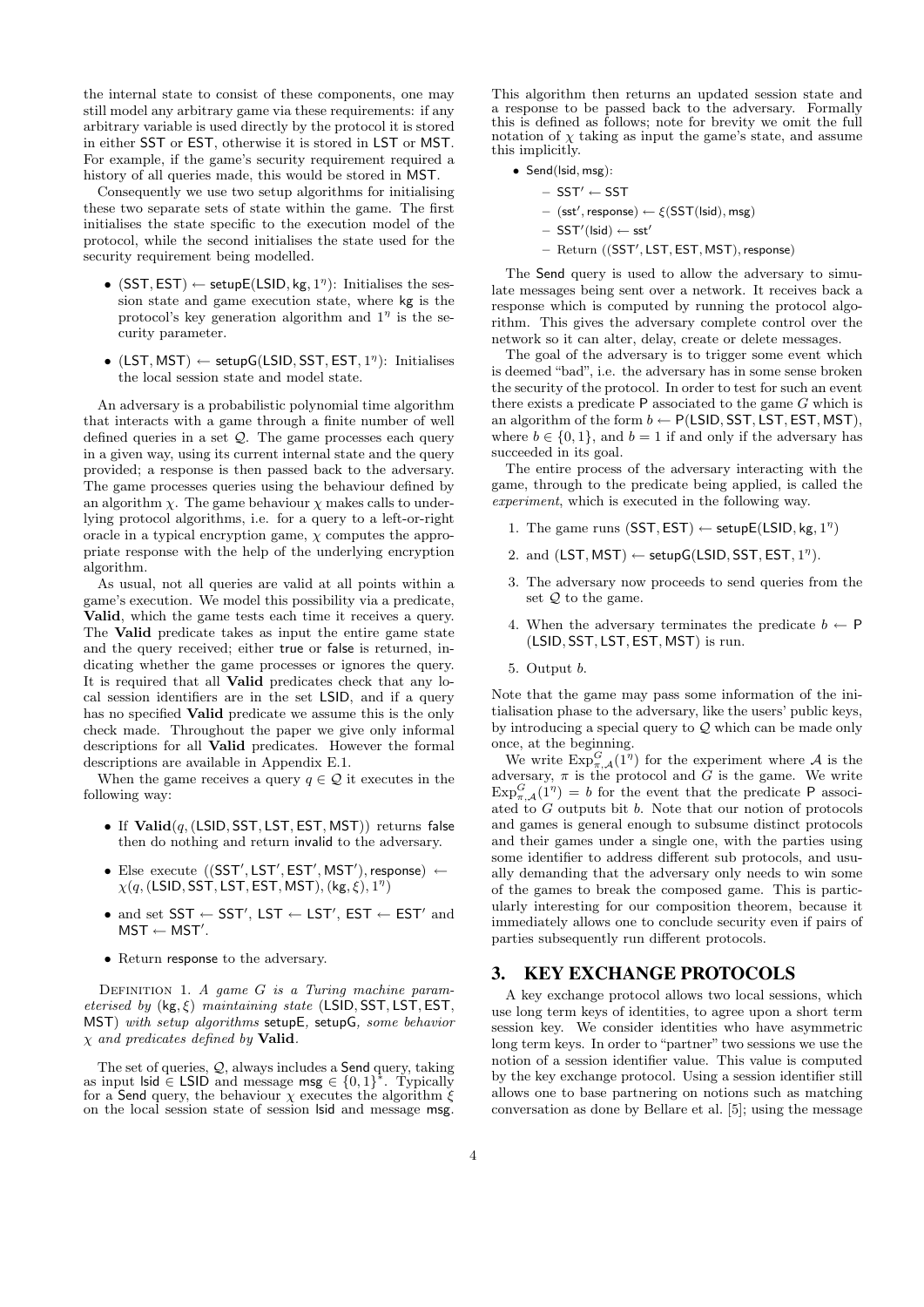the internal state to consist of these components, one may still model any arbitrary game via these requirements: if any arbitrary variable is used directly by the protocol it is stored in either SST or EST, otherwise it is stored in LST or MST. For example, if the game's security requirement required a history of all queries made, this would be stored in MST.

Consequently we use two setup algorithms for initialising these two separate sets of state within the game. The first initialises the state specific to the execution model of the protocol, while the second initialises the state used for the security requirement being modelled.

- $(\mathsf{SST}, \mathsf{EST}) \leftarrow \mathsf{setupE}(\mathsf{LSID}, \mathsf{kg}, 1^\eta)$: Initialises the session state and game execution state, where kg is the protocol's key generation algorithm and $1^\eta$ is the security parameter.
- $(\mathsf{LST}, \mathsf{MST}) \leftarrow \mathsf{setupG}(\mathsf{LSID}, \mathsf{SST}, \mathsf{EST}, 1^\eta)$: Initialises the local session state and model state.

An adversary is a probabilistic polynomial time algorithm that interacts with a game through a finite number of well defined queries in a set $\mathcal{Q}$. The game processes each query in a given way, using its current internal state and the query provided; a response is then passed back to the adversary. The game processes queries using the behaviour defined by an algorithm $\chi$. The game behaviour $\chi$ makes calls to underlying protocol algorithms, i.e. for a query to a left-or-right oracle in a typical encryption game, $\chi$ computes the appropriate response with the help of the underlying encryption algorithm.

As usual, not all queries are valid at all points within a game's execution. We model this possibility via a predicate, **Valid**, which the game tests each time it receives a query. The **Valid** predicate takes as input the entire game state and the query received; either true or false is returned, indicating whether the game processes or ignores the query. It is required that all **Valid** predicates check that any local session identifiers are in the set LSID, and if a query has no specified **Valid** predicate we assume this is the only check made. Throughout the paper we give only informal descriptions for all **Valid** predicates. However the formal descriptions are available in Appendix E.1.

When the game receives a query $q \in \mathcal{Q}$ it executes in the following way:

- If $\mathbf{Valid}(q, (\mathsf{LSID}, \mathsf{SST}, \mathsf{LST}, \mathsf{EST}, \mathsf{MST}))$ returns false then do nothing and return invalid to the adversary.
- Else execute $((\mathsf{SST}', \mathsf{LST}', \mathsf{EST}', \mathsf{MST}'), \mathsf{response}) \leftarrow \chi(q, (\mathsf{LSID}, \mathsf{SST}, \mathsf{LST}, \mathsf{EST}, \mathsf{MST}), (\mathsf{kg}, \xi), 1^\eta)$
- and set $\mathsf{SST} \leftarrow \mathsf{SST}'$, $\mathsf{LST} \leftarrow \mathsf{LST}'$, $\mathsf{EST} \leftarrow \mathsf{EST}'$ and $\mathsf{MST} \leftarrow \mathsf{MST}'$.
- Return response to the adversary.

Definition 1. *A game $G$ is a Turing machine parameterised by $(\mathsf{kg}, \xi)$ maintaining state $(\mathsf{LSID}, \mathsf{SST}, \mathsf{LST}, \mathsf{EST}, \mathsf{MST})$ with setup algorithms* setupE, setupG, *some behavior $\chi$ and predicates defined by* **Valid**.

The set of queries, $\mathcal{Q}$, always includes a Send query, taking as input $\mathsf{lsid} \in \mathsf{LSID}$ and message $\mathsf{msg} \in \{0,1\}^*$. Typically for a Send query, the behaviour $\chi$ executes the algorithm $\xi$ on the local session state of session lsid and message msg. This algorithm then returns an updated session state and a response to be passed back to the adversary. Formally this is defined as follows; note for brevity we omit the full notation of $\chi$ taking as input the game's state, and assume this implicitly.

- Send(lsid, msg):
  - $\mathsf{SST}' \leftarrow \mathsf{SST}$
  - $(\mathsf{sst}', \mathsf{response}) \leftarrow \xi(\mathsf{SST}(\mathsf{lsid}), \mathsf{msg})$
  - $\mathsf{SST}'(\mathsf{lsid}) \leftarrow \mathsf{sst}'$
  - Return $((\mathsf{SST}', \mathsf{LST}, \mathsf{EST}, \mathsf{MST}), \mathsf{response})$

The Send query is used to allow the adversary to simulate messages being sent over a network. It receives back a response which is computed by running the protocol algorithm. This gives the adversary complete control over the network so it can alter, delay, create or delete messages.

The goal of the adversary is to trigger some event which is deemed "bad", i.e. the adversary has in some sense broken the security of the protocol. In order to test for such an event there exists a predicate P associated to the game $G$ which is an algorithm of the form $b \leftarrow \mathsf{P}(\mathsf{LSID}, \mathsf{SST}, \mathsf{LST}, \mathsf{EST}, \mathsf{MST})$, where $b \in \{0, 1\}$, and $b = 1$ if and only if the adversary has succeeded in its goal.

The entire process of the adversary interacting with the game, through to the predicate being applied, is called the *experiment*, which is executed in the following way.

1. The game runs $(\mathsf{SST}, \mathsf{EST}) \leftarrow \mathsf{setupE}(\mathsf{LSID}, \mathsf{kg}, 1^\eta)$
2. and $(\mathsf{LST}, \mathsf{MST}) \leftarrow \mathsf{setupG}(\mathsf{LSID}, \mathsf{SST}, \mathsf{EST}, 1^\eta)$.
3. The adversary now proceeds to send queries from the set $\mathcal{Q}$ to the game.
4. When the adversary terminates the predicate $b \leftarrow \mathsf{P}$ $(\mathsf{LSID}, \mathsf{SST}, \mathsf{LST}, \mathsf{EST}, \mathsf{MST})$ is run.
5. Output $b$.

Note that the game may pass some information of the initialisation phase to the adversary, like the users' public keys, by introducing a special query to $\mathcal{Q}$ which can be made only once, at the beginning.

We write $\mathrm{Exp}^G_{\pi,\mathcal{A}}(1^\eta)$ for the experiment where $\mathcal{A}$ is the adversary, $\pi$ is the protocol and $G$ is the game. We write $\mathrm{Exp}^G_{\pi,\mathcal{A}}(1^\eta) = b$ for the event that the predicate P associated to $G$ outputs bit $b$. Note that our notion of protocols and games is general enough to subsume distinct protocols and their games under a single one, with the parties using some identifier to address different sub protocols, and usually demanding that the adversary only needs to win some of the games to break the composed game. This is particularly interesting for our composition theorem, because it immediately allows one to conclude security even if pairs of parties subsequently run different protocols.

## 3. KEY EXCHANGE PROTOCOLS

A key exchange protocol allows two local sessions, which use long term keys of identities, to agree upon a short term session key. We consider identities who have asymmetric long term keys. In order to "partner" two sessions we use the notion of a session identifier value. This value is computed by the key exchange protocol. Using a session identifier still allows one to base partnering on notions such as matching conversation as done by Bellare et al. [5]; using the message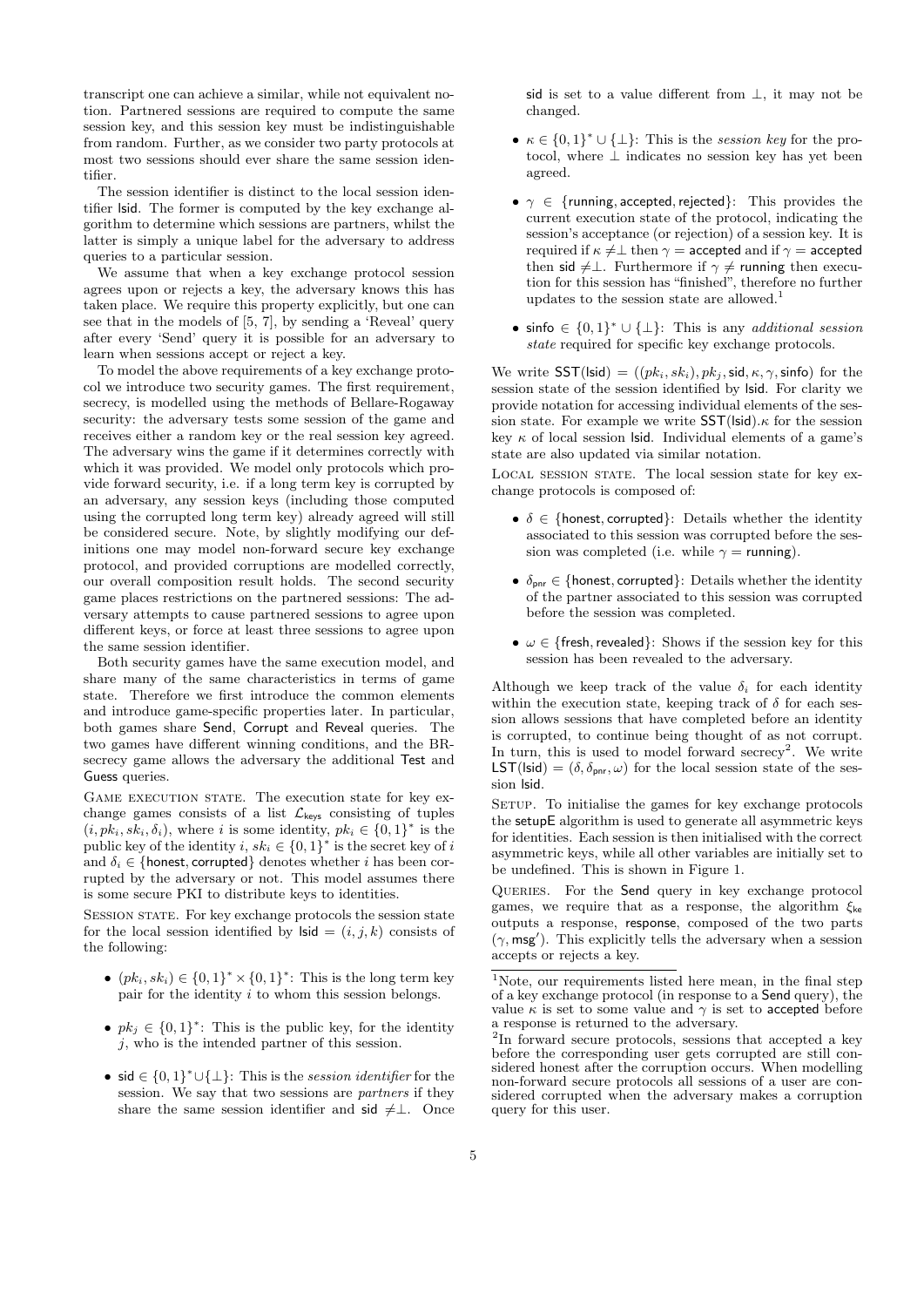transcript one can achieve a similar, while not equivalent notion. Partnered sessions are required to compute the same session key, and this session key must be indistinguishable from random. Further, as we consider two party protocols at most two sessions should ever share the same session identifier.

The session identifier is distinct to the local session identifier lsid. The former is computed by the key exchange algorithm to determine which sessions are partners, whilst the latter is simply a unique label for the adversary to address queries to a particular session.

We assume that when a key exchange protocol session agrees upon or rejects a key, the adversary knows this has taken place. We require this property explicitly, but one can see that in the models of [5, 7], by sending a 'Reveal' query after every 'Send' query it is possible for an adversary to learn when sessions accept or reject a key.

To model the above requirements of a key exchange protocol we introduce two security games. The first requirement, secrecy, is modelled using the methods of Bellare-Rogaway security: the adversary tests some session of the game and receives either a random key or the real session key agreed. The adversary wins the game if it determines correctly with which it was provided. We model only protocols which provide forward security, i.e. if a long term key is corrupted by an adversary, any session keys (including those computed using the corrupted long term key) already agreed will still be considered secure. Note, by slightly modifying our definitions one may model non-forward secure key exchange protocol, and provided corruptions are modelled correctly, our overall composition result holds. The second security game places restrictions on the partnered sessions: The adversary attempts to cause partnered sessions to agree upon different keys, or force at least three sessions to agree upon the same session identifier.

Both security games have the same execution model, and share many of the same characteristics in terms of game state. Therefore we first introduce the common elements and introduce game-specific properties later. In particular, both games share Send, Corrupt and Reveal queries. The two games have different winning conditions, and the BR-secrecy game allows the adversary the additional Test and Guess queries.

Game execution state. The execution state for key exchange games consists of a list $\mathcal{L}_{\mathsf{keys}}$ consisting of tuples $(i, pk_i, sk_i, \delta_i)$, where $i$ is some identity, $pk_i \in \{0,1\}^*$ is the public key of the identity $i$, $sk_i \in \{0,1\}^*$ is the secret key of $i$ and $\delta_i \in \{\mathsf{honest}, \mathsf{corrupted}\}$ denotes whether $i$ has been corrupted by the adversary or not. This model assumes there is some secure PKI to distribute keys to identities.

Session state. For key exchange protocols the session state for the local session identified by $\mathsf{lsid} = (i, j, k)$ consists of the following:

- $(pk_i, sk_i) \in \{0,1\}^* \times \{0,1\}^*$: This is the long term key pair for the identity $i$ to whom this session belongs.
- $pk_j \in \{0,1\}^*$: This is the public key, for the identity $j$, who is the intended partner of this session.
- $\mathsf{sid} \in \{0,1\}^* \cup \{\perp\}$: This is the *session identifier* for the session. We say that two sessions are *partners* if they share the same session identifier and $\mathsf{sid} \neq \perp$. Once sid is set to a value different from $\perp$, it may not be changed.
- $\kappa \in \{0,1\}^* \cup \{\perp\}$: This is the *session key* for the protocol, where $\perp$ indicates no session key has yet been agreed.
- $\gamma \in \{\mathsf{running}, \mathsf{accepted}, \mathsf{rejected}\}$: This provides the current execution state of the protocol, indicating the session's acceptance (or rejection) of a session key. It is required if $\kappa \neq \perp$ then $\gamma = \mathsf{accepted}$ and if $\gamma = \mathsf{accepted}$ then $\mathsf{sid} \neq \perp$. Furthermore if $\gamma \neq \mathsf{running}$ then execution for this session has "finished", therefore no further updates to the session state are allowed.[1]
- $\mathsf{sinfo} \in \{0,1\}^* \cup \{\perp\}$: This is any *additional session state* required for specific key exchange protocols.

We write $\mathsf{SST}(\mathsf{lsid}) = ((pk_i, sk_i), pk_j, \mathsf{sid}, \kappa, \gamma, \mathsf{sinfo})$ for the session state of the session identified by lsid. For clarity we provide notation for accessing individual elements of the session state. For example we write $\mathsf{SST}(\mathsf{lsid}).\kappa$ for the session key $\kappa$ of local session lsid. Individual elements of a game's state are also updated via similar notation.

Local session state. The local session state for key exchange protocols is composed of:

- $\delta \in \{\mathsf{honest}, \mathsf{corrupted}\}$: Details whether the identity associated to this session was corrupted before the session was completed (i.e. while $\gamma = \mathsf{running}$).
- $\delta_{\mathsf{pnr}} \in \{\mathsf{honest}, \mathsf{corrupted}\}$: Details whether the identity of the partner associated to this session was corrupted before the session was completed.
- $\omega \in \{\mathsf{fresh}, \mathsf{revealed}\}$: Shows if the session key for this session has been revealed to the adversary.

Although we keep track of the value $\delta_i$ for each identity within the execution state, keeping track of $\delta$ for each session allows sessions that have completed before an identity is corrupted, to continue being thought of as not corrupt. In turn, this is used to model forward secrecy[2]. We write $\mathsf{LST}(\mathsf{lsid}) = (\delta, \delta_{\mathsf{pnr}}, \omega)$ for the local session state of the session lsid.

Setup. To initialise the games for key exchange protocols the setupE algorithm is used to generate all asymmetric keys for identities. Each session is then initialised with the correct asymmetric keys, while all other variables are initially set to be undefined. This is shown in Figure 1.

Queries. For the Send query in key exchange protocol games, we require that as a response, the algorithm $\xi_{\mathsf{ke}}$ outputs a response, response, composed of the two parts $(\gamma, \mathsf{msg}')$. This explicitly tells the adversary when a session accepts or rejects a key.

[1] Note, our requirements listed here mean, in the final step of a key exchange protocol (in response to a Send query), the value $\kappa$ is set to some value and $\gamma$ is set to accepted before a response is returned to the adversary.

[2] In forward secure protocols, sessions that accepted a key before the corresponding user gets corrupted are still considered honest after the corruption occurs. When modelling non-forward secure protocols all sessions of a user are considered corrupted when the adversary makes a corruption query for this user.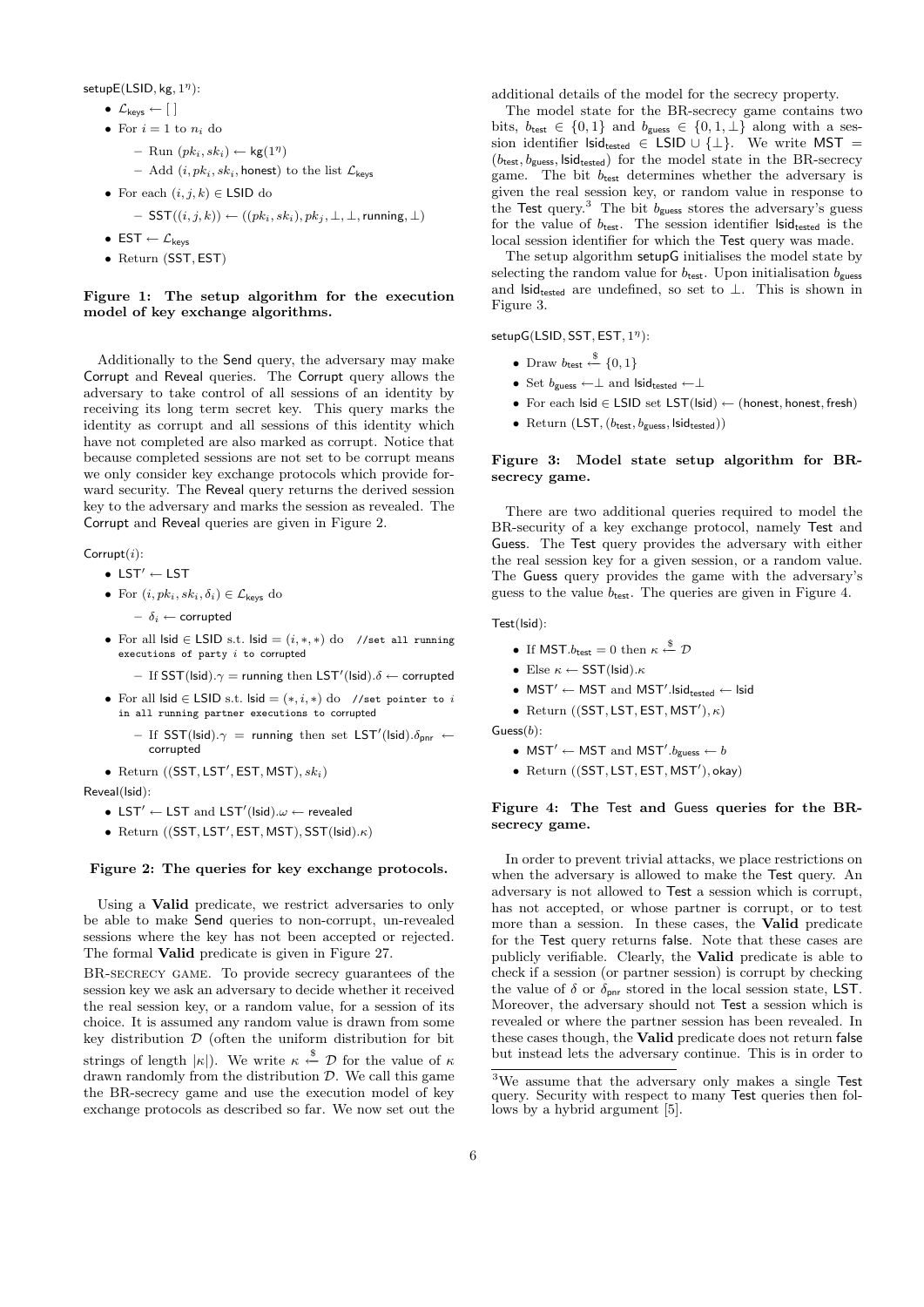$\mathsf{setupE}(\mathsf{LSID}, \mathsf{kg}, 1^\eta)$:

- $\mathcal{L}_{\mathsf{keys}} \leftarrow [\,]$
- For $i = 1$ to $n_i$ do
  - Run $(pk_i, sk_i) \leftarrow \mathsf{kg}(1^\eta)$
  - Add $(i, pk_i, sk_i, \mathsf{honest})$ to the list $\mathcal{L}_{\mathsf{keys}}$
- For each $(i, j, k) \in \mathsf{LSID}$ do
  - $\mathsf{SST}((i,j,k)) \leftarrow ((pk_i, sk_i), pk_j, \bot, \bot, \mathsf{running}, \bot)$
- $\mathsf{EST} \leftarrow \mathcal{L}_{\mathsf{keys}}$
- Return $(\mathsf{SST}, \mathsf{EST})$

**Figure 1: The setup algorithm for the execution model of key exchange algorithms.**

Additionally to the Send query, the adversary may make Corrupt and Reveal queries. The Corrupt query allows the adversary to take control of an identity by receiving its long term secret key. This query marks the identity as corrupt and all sessions of this identity which have not completed are also marked as corrupt. Notice that because completed sessions are not set to be corrupt means we only consider key exchange protocols which provide forward security. The Reveal query returns the derived session key to the adversary and marks the session as revealed. The Corrupt and Reveal queries are given in Figure 2.

$\mathsf{Corrupt}(i)$:

- $\mathsf{LST}' \leftarrow \mathsf{LST}$
- For $(i, pk_i, sk_i, \delta_i) \in \mathcal{L}_{\mathsf{keys}}$ do
  - $\delta_i \leftarrow \mathsf{corrupted}$
- For all $\mathsf{lsid} \in \mathsf{LSID}$ s.t. $\mathsf{lsid} = (i, *, *)$ do `//set all running executions of party i to corrupted`
  - If $\mathsf{SST}(\mathsf{lsid}).\gamma = \mathsf{running}$ then $\mathsf{LST}'(\mathsf{lsid}).\delta \leftarrow \mathsf{corrupted}$
- For all $\mathsf{lsid} \in \mathsf{LSID}$ s.t. $\mathsf{lsid} = (*, i, *)$ do `//set pointer to i in all running partner executions to corrupted`
  - If $\mathsf{SST}(\mathsf{lsid}).\gamma = \mathsf{running}$ then set $\mathsf{LST}'(\mathsf{lsid}).\delta_{\mathsf{pnr}} \leftarrow \mathsf{corrupted}$
- Return $((\mathsf{SST}, \mathsf{LST}', \mathsf{EST}, \mathsf{MST}), sk_i)$

$\mathsf{Reveal}(\mathsf{lsid})$:

- $\mathsf{LST}' \leftarrow \mathsf{LST}$ and $\mathsf{LST}'(\mathsf{lsid}).\omega \leftarrow \mathsf{revealed}$
- Return $((\mathsf{SST}, \mathsf{LST}', \mathsf{EST}, \mathsf{MST}), \mathsf{SST}(\mathsf{lsid}).\kappa)$

**Figure 2: The queries for key exchange protocols.**

Using a **Valid** predicate, we restrict adversaries to only be able to make Send queries to non-corrupt, un-revealed sessions where the key has not been accepted or rejected. The formal **Valid** predicate is given in Figure 27.

BR-SECRECY GAME. To provide secrecy guarantees of the session key we ask an adversary to decide whether it received the real session key, or a random value, for a session of its choice. It is assumed any random value is drawn from some key distribution $\mathcal{D}$ (often the uniform distribution for bit strings of length $|\kappa|$). We write $\kappa \xleftarrow{\$} \mathcal{D}$ for the value of $\kappa$ drawn randomly from the distribution $\mathcal{D}$. We call this game the BR-secrecy game and use the execution model of key exchange protocols as described so far. We now set out the additional details of the model for the secrecy property.

The model state for the BR-secrecy game contains two bits, $b_{\mathsf{test}} \in \{0,1\}$ and $b_{\mathsf{guess}} \in \{0,1,\bot\}$ along with a session identifier $\mathsf{lsid}_{\mathsf{tested}} \in \mathsf{LSID} \cup \{\bot\}$. We write $\mathsf{MST} = (b_{\mathsf{test}}, b_{\mathsf{guess}}, \mathsf{lsid}_{\mathsf{tested}})$ for the model state in the BR-secrecy game. The bit $b_{\mathsf{test}}$ determines whether the adversary is given the real session key, or random value in response to the Test query.[3] The bit $b_{\mathsf{guess}}$ stores the adversary's guess for the value of $b_{\mathsf{test}}$. The session identifier $\mathsf{lsid}_{\mathsf{tested}}$ is the local session identifier for which the Test query was made.

The setup algorithm setupG initialises the model state by selecting the random value for $b_{\mathsf{test}}$. Upon initialisation $b_{\mathsf{guess}}$ and $\mathsf{lsid}_{\mathsf{tested}}$ are undefined, so set to $\bot$. This is shown in Figure 3.

$\mathsf{setupG}(\mathsf{LSID}, \mathsf{SST}, \mathsf{EST}, 1^\eta)$:

- Draw $b_{\mathsf{test}} \xleftarrow{\$} \{0,1\}$
- Set $b_{\mathsf{guess}} \leftarrow \bot$ and $\mathsf{lsid}_{\mathsf{tested}} \leftarrow \bot$
- For each $\mathsf{lsid} \in \mathsf{LSID}$ set $\mathsf{LST}(\mathsf{lsid}) \leftarrow (\mathsf{honest}, \mathsf{honest}, \mathsf{fresh})$
- Return $(\mathsf{LST}, (b_{\mathsf{test}}, b_{\mathsf{guess}}, \mathsf{lsid}_{\mathsf{tested}}))$

**Figure 3: Model state setup algorithm for BR-secrecy game.**

There are two additional queries required to model the BR-security of a key exchange protocol, namely Test and Guess. The Test query provides the adversary with either the real session key for a given session, or a random value. The Guess query provides the game with the adversary's guess to the value $b_{\mathsf{test}}$. The queries are given in Figure 4.

$\mathsf{Test}(\mathsf{lsid})$:

- If $\mathsf{MST}.b_{\mathsf{test}} = 0$ then $\kappa \xleftarrow{\$} \mathcal{D}$
- Else $\kappa \leftarrow \mathsf{SST}(\mathsf{lsid}).\kappa$
- $\mathsf{MST}' \leftarrow \mathsf{MST}$ and $\mathsf{MST}'.\mathsf{lsid}_{\mathsf{tested}} \leftarrow \mathsf{lsid}$
- Return $((\mathsf{SST}, \mathsf{LST}, \mathsf{EST}, \mathsf{MST}'), \kappa)$

$\mathsf{Guess}(b)$:

- $\mathsf{MST}' \leftarrow \mathsf{MST}$ and $\mathsf{MST}'.b_{\mathsf{guess}} \leftarrow b$
- Return $((\mathsf{SST}, \mathsf{LST}, \mathsf{EST}, \mathsf{MST}'), \mathsf{okay})$

**Figure 4: The Test and Guess queries for the BR-secrecy game.**

In order to prevent trivial attacks, we place restrictions on when the adversary is allowed to make the Test query. An adversary is not allowed to Test a session which is corrupt, has not accepted, or whose partner is corrupt, or to test more than a session. In these cases, the **Valid** predicate for the Test query returns false. Note that these cases are publicly verifiable. Clearly, the **Valid** predicate is able to check if a session (or partner session) is corrupt by checking the value of $\delta$ or $\delta_{\mathsf{pnr}}$ stored in the local session state, LST. Moreover, the adversary should not Test a session which is revealed or where the partner session has been revealed. In these cases though, the **Valid** predicate does not return false but instead lets the adversary continue. This is in order to

[3]We assume that the adversary only makes a single Test query. Security with respect to many Test queries then follows by a hybrid argument [5].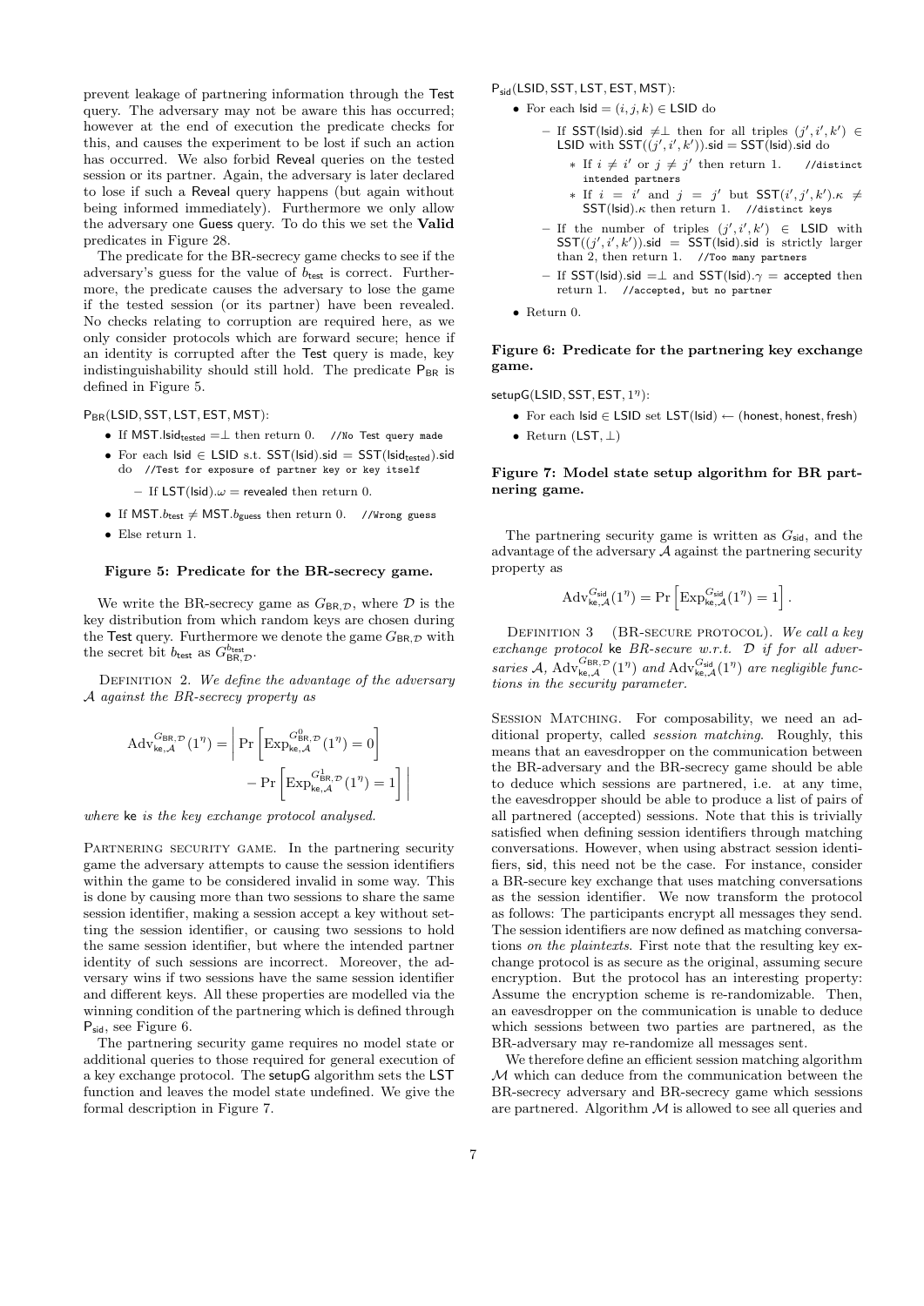prevent leakage of partnering information through the Test query. The adversary may not be aware this has occurred; however at the end of execution the predicate checks for this, and causes the experiment to be lost if such an action has occurred. We also forbid Reveal queries on the tested session or its partner. Again, the adversary is later declared to lose if such a Reveal query happens (but again without being informed immediately). Furthermore we only allow the adversary one Guess query. To do this we set the **Valid** predicates in Figure 28.

The predicate for the BR-secrecy game checks to see if the adversary's guess for the value of $b_{\mathsf{test}}$ is correct. Furthermore, the predicate causes the adversary to lose the game if the tested session (or its partner) have been revealed. No checks relating to corruption are required here, as we only consider protocols which are forward secure; hence if an identity is corrupted after the Test query is made, key indistinguishability should still hold. The predicate $\mathsf{P}_{\mathsf{BR}}$ is defined in Figure 5.

$\mathsf{P}_{\mathsf{BR}}(\mathsf{LSID}, \mathsf{SST}, \mathsf{LST}, \mathsf{EST}, \mathsf{MST})$:

- If $\mathsf{MST}.\mathsf{lsid}_{\mathsf{tested}} = \perp$ then return 0. `//No Test query made`
- For each $\mathsf{lsid} \in \mathsf{LSID}$ s.t. $\mathsf{SST}(\mathsf{lsid}).\mathsf{sid} = \mathsf{SST}(\mathsf{lsid}_{\mathsf{tested}}).\mathsf{sid}$ do `//Test for exposure of partner key or key itself`
  - If $\mathsf{LST}(\mathsf{lsid}).\omega = \mathsf{revealed}$ then return 0.
- If $\mathsf{MST}.b_{\mathsf{test}} \neq \mathsf{MST}.b_{\mathsf{guess}}$ then return 0. `//Wrong guess`
- Else return 1.

**Figure 5: Predicate for the BR-secrecy game.**

We write the BR-secrecy game as $G_{\mathsf{BR},\mathcal{D}}$, where $\mathcal{D}$ is the key distribution from which random keys are chosen during the Test query. Furthermore we denote the game $G_{\mathsf{BR},\mathcal{D}}$ with the secret bit $b_{\mathsf{test}}$ as $G^{b_{\mathsf{test}}}_{\mathsf{BR},\mathcal{D}}$.

Definition 2. *We define the advantage of the adversary $\mathcal{A}$ against the BR-secrecy property as*

$$\mathrm{Adv}^{G_{\mathsf{BR},\mathcal{D}}}_{\mathsf{ke},\mathcal{A}}(1^\eta) = \left| \Pr\left[\mathrm{Exp}^{G^0_{\mathsf{BR},\mathcal{D}}}_{\mathsf{ke},\mathcal{A}}(1^\eta) = 0\right] - \Pr\left[\mathrm{Exp}^{G^1_{\mathsf{BR},\mathcal{D}}}_{\mathsf{ke},\mathcal{A}}(1^\eta) = 1\right] \right|$$

*where* $\mathsf{ke}$ *is the key exchange protocol analysed.*

Partnering security game. In the partnering security game the adversary attempts to cause the session identifiers within the game to be considered invalid in some way. This is done by causing more than two sessions to share the same session identifier, making a session accept a key without setting the session identifier, or causing two sessions to hold the same session identifier, but where the intended partner identity of such sessions are incorrect. Moreover, the adversary wins if two sessions have the same session identifier and different keys. All these properties are modelled via the winning condition of the partnering which is defined through $\mathsf{P}_{\mathsf{sid}}$, see Figure 6.

The partnering security game requires no model state or additional queries to those required for general execution of a key exchange protocol. The setupG algorithm sets the LST function and leaves the model state undefined. We give the formal description in Figure 7.

$\mathsf{P}_{\mathsf{sid}}(\mathsf{LSID}, \mathsf{SST}, \mathsf{LST}, \mathsf{EST}, \mathsf{MST})$:

- For each $\mathsf{lsid} = (i, j, k) \in \mathsf{LSID}$ do
  - If $\mathsf{SST}(\mathsf{lsid}).\mathsf{sid} \neq \perp$ then for all triples $(j', i', k') \in \mathsf{LSID}$ with $\mathsf{SST}((j', i', k')).\mathsf{sid} = \mathsf{SST}(\mathsf{lsid}).\mathsf{sid}$ do
    - If $i \neq i'$ or $j \neq j'$ then return 1. `//distinct intended partners`
    - If $i = i'$ and $j = j'$ but $\mathsf{SST}(i', j', k').\kappa \neq \mathsf{SST}(\mathsf{lsid}).\kappa$ then return 1. `//distinct keys`
  - If the number of triples $(j', i', k') \in \mathsf{LSID}$ with $\mathsf{SST}((j', i', k')).\mathsf{sid} = \mathsf{SST}(\mathsf{lsid}).\mathsf{sid}$ is strictly larger than 2, then return 1. `//Too many partners`
  - If $\mathsf{SST}(\mathsf{lsid}).\mathsf{sid} = \perp$ and $\mathsf{SST}(\mathsf{lsid}).\gamma = \mathsf{accepted}$ then return 1. `//accepted, but no partner`
- Return 0.

**Figure 6: Predicate for the partnering key exchange game.**

$\mathsf{setupG}(\mathsf{LSID}, \mathsf{SST}, \mathsf{EST}, 1^\eta)$:

- For each $\mathsf{lsid} \in \mathsf{LSID}$ set $\mathsf{LST}(\mathsf{lsid}) \leftarrow (\mathsf{honest}, \mathsf{honest}, \mathsf{fresh})$
- Return $(\mathsf{LST}, \perp)$

**Figure 7: Model state setup algorithm for BR partnering game.**

The partnering security game is written as $G_{\mathsf{sid}}$, and the advantage of the adversary $\mathcal{A}$ against the partnering security property as

$$\mathrm{Adv}^{G_{\mathsf{sid}}}_{\mathsf{ke},\mathcal{A}}(1^\eta) = \Pr\left[\mathrm{Exp}^{G_{\mathsf{sid}}}_{\mathsf{ke},\mathcal{A}}(1^\eta) = 1\right].$$

Definition 3 (BR-secure protocol). *We call a key exchange protocol* $\mathsf{ke}$ *BR-secure w.r.t.* $\mathcal{D}$ *if for all adversaries* $\mathcal{A}$, $\mathrm{Adv}^{G_{\mathsf{BR},\mathcal{D}}}_{\mathsf{ke},\mathcal{A}}(1^\eta)$ *and* $\mathrm{Adv}^{G_{\mathsf{sid}}}_{\mathsf{ke},\mathcal{A}}(1^\eta)$ *are negligible functions in the security parameter.*

Session Matching. For composability, we need an additional property, called *session matching*. Roughly, this means that an eavesdropper on the communication between the BR-adversary and the BR-secrecy game should be able to deduce which sessions are partnered, i.e. at any time, the eavesdropper should be able to produce a list of pairs of all partnered (accepted) sessions. Note that this is trivially satisfied when defining session identifiers through matching conversations. However, when using abstract session identifiers, sid, this need not be the case. For instance, consider a BR-secure key exchange that uses matching conversations as the session identifier. We now transform the protocol as follows: The participants encrypt all messages they send. The session identifiers are now defined as matching conversations *on the plaintexts*. First note that the resulting key exchange protocol is as secure as the original, assuming secure encryption. But the protocol has an interesting property: Assume the encryption scheme is re-randomizable. Then, an eavesdropper on the communication is unable to deduce which sessions between two parties are partnered, as the BR-adversary may re-randomize all messages sent.

We therefore define an efficient session matching algorithm $\mathcal{M}$ which can deduce from the communication between the BR-secrecy adversary and BR-secrecy game which sessions are partnered. Algorithm $\mathcal{M}$ is allowed to see all queries and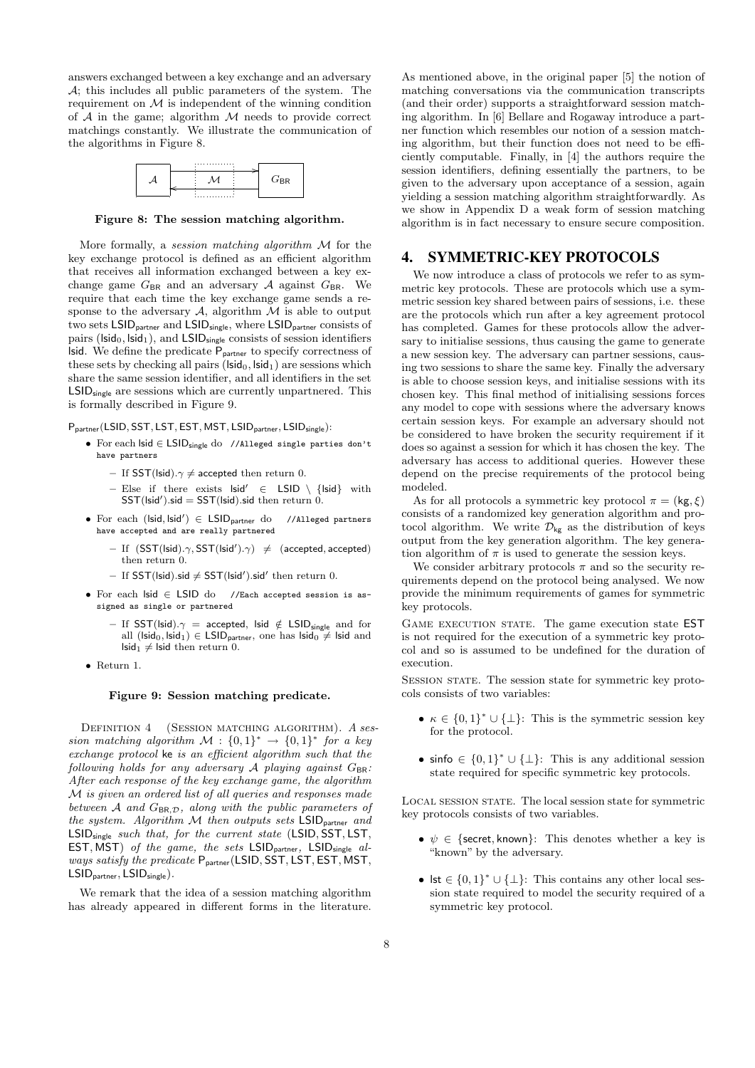answers exchanged between a key exchange and an adversary $\mathcal{A}$; this includes all public parameters of the system. The requirement on $\mathcal{M}$ is independent of the winning condition of $\mathcal{A}$ in the game; algorithm $\mathcal{M}$ needs to provide correct matchings constantly. We illustrate the communication of the algorithms in Figure 8.

**Figure 8: The session matching algorithm.**

More formally, a *session matching algorithm* $\mathcal{M}$ for the key exchange protocol is defined as an efficient algorithm that receives all information exchanged between a key exchange game $G_{\mathsf{BR}}$ and an adversary $\mathcal{A}$ against $G_{\mathsf{BR}}$. We require that each time the key exchange game sends a response to the adversary $\mathcal{A}$, algorithm $\mathcal{M}$ is able to output two sets $\mathsf{LSID}_{\mathsf{partner}}$ and $\mathsf{LSID}_{\mathsf{single}}$, where $\mathsf{LSID}_{\mathsf{partner}}$ consists of pairs $(\mathsf{lsid}_0, \mathsf{lsid}_1)$, and $\mathsf{LSID}_{\mathsf{single}}$ consists of session identifiers $\mathsf{lsid}$. We define the predicate $\mathsf{P}_{\mathsf{partner}}$ to specify correctness of these sets by checking all pairs $(\mathsf{lsid}_0, \mathsf{lsid}_1)$ are sessions which share the same session identifier, and all identifiers in the set $\mathsf{LSID}_{\mathsf{single}}$ are sessions which are currently unpartnered. This is formally described in Figure 9.

$\mathsf{P}_{\mathsf{partner}}(\mathsf{LSID}, \mathsf{SST}, \mathsf{LST}, \mathsf{EST}, \mathsf{MST}, \mathsf{LSID}_{\mathsf{partner}}, \mathsf{LSID}_{\mathsf{single}})$:

- For each $\mathsf{lsid} \in \mathsf{LSID}_{\mathsf{single}}$ do `//Alleged single parties don't have partners`
  - If $\mathsf{SST}(\mathsf{lsid}).\gamma \neq \mathsf{accepted}$ then return 0.
  - Else if there exists $\mathsf{lsid}' \in \mathsf{LSID} \setminus \{\mathsf{lsid}\}$ with $\mathsf{SST}(\mathsf{lsid}').\mathsf{sid} = \mathsf{SST}(\mathsf{lsid}).\mathsf{sid}$ then return 0.
- For each $(\mathsf{lsid}, \mathsf{lsid}') \in \mathsf{LSID}_{\mathsf{partner}}$ do `//Alleged partners have accepted and are really partnered`
  - If $(\mathsf{SST}(\mathsf{lsid}).\gamma, \mathsf{SST}(\mathsf{lsid}').\gamma) \neq (\mathsf{accepted}, \mathsf{accepted})$ then return 0.
  - If $\mathsf{SST}(\mathsf{lsid}).\mathsf{sid} \neq \mathsf{SST}(\mathsf{lsid}').\mathsf{sid}'$ then return 0.
- For each $\mathsf{lsid} \in \mathsf{LSID}$ do `//Each accepted session is assigned as single or partnered`
  - If $\mathsf{SST}(\mathsf{lsid}).\gamma = \mathsf{accepted}$, $\mathsf{lsid} \notin \mathsf{LSID}_{\mathsf{single}}$ and for all $(\mathsf{lsid}_0, \mathsf{lsid}_1) \in \mathsf{LSID}_{\mathsf{partner}}$, one has $\mathsf{lsid}_0 \neq \mathsf{lsid}$ and $\mathsf{lsid}_1 \neq \mathsf{lsid}$ then return 0.
- Return 1.

**Figure 9: Session matching predicate.**

DEFINITION 4 (SESSION MATCHING ALGORITHM). *A session matching algorithm $\mathcal{M} : \{0,1\}^* \rightarrow \{0,1\}^*$ for a key exchange protocol* $\mathsf{ke}$ *is an efficient algorithm such that the following holds for any adversary $\mathcal{A}$ playing against $G_{\mathsf{BR}}$: After each response of the key exchange game, the algorithm $\mathcal{M}$ is given an ordered list of all queries and responses made between $\mathcal{A}$ and $G_{\mathsf{BR},\mathcal{D}}$, along with the public parameters of the system. Algorithm $\mathcal{M}$ then outputs sets $\mathsf{LSID}_{\mathsf{partner}}$ and $\mathsf{LSID}_{\mathsf{single}}$ such that, for the current state $(\mathsf{LSID}, \mathsf{SST}, \mathsf{LST}, \mathsf{EST}, \mathsf{MST})$ of the game, the sets $\mathsf{LSID}_{\mathsf{partner}}$, $\mathsf{LSID}_{\mathsf{single}}$ always satisfy the predicate $\mathsf{P}_{\mathsf{partner}}(\mathsf{LSID}, \mathsf{SST}, \mathsf{LST}, \mathsf{EST}, \mathsf{MST}, \mathsf{LSID}_{\mathsf{partner}}, \mathsf{LSID}_{\mathsf{single}})$.*

We remark that the idea of a session matching algorithm has already appeared in different forms in the literature. As mentioned above, in the original paper [5] the notion of matching conversations via the communication transcripts (and their order) supports a straightforward session matching algorithm. In [6] Bellare and Rogaway introduce a partner function which resembles our notion of a session matching algorithm, but their function does not need to be efficiently computable. Finally, in [4] the authors require the session identifiers, defining essentially the partners, to be given to the adversary upon acceptance of a session, again yielding a session matching algorithm straightforwardly. As we show in Appendix D a weak form of session matching algorithm is in fact necessary to ensure secure composition.

## 4. SYMMETRIC-KEY PROTOCOLS

We now introduce a class of protocols we refer to as symmetric key protocols. These are protocols which use a symmetric session key shared between pairs of sessions, i.e. these are the protocols which run after a key agreement protocol has completed. Games for these protocols allow the adversary to initialise sessions, thus causing the game to generate a new session key. The adversary can partner sessions, causing two sessions to share the same key. Finally the adversary is able to choose session keys, and initialise sessions with its chosen key. This final method of initialising sessions forces any model to cope with sessions where the adversary knows certain session keys. For example an adversary should not be considered to have broken the security requirement if it does so against a session for which it has chosen the key. The adversary has access to additional queries. However these depend on the precise requirements of the protocol being modeled.

As for all protocols a symmetric key protocol $\pi = (\mathsf{kg}, \xi)$ consists of a randomized key generation algorithm and protocol algorithm. We write $\mathcal{D}_{\mathsf{kg}}$ as the distribution of keys output from the key generation algorithm. The key generation algorithm of $\pi$ is used to generate the session keys.

We consider arbitrary protocols $\pi$ and so the security requirements depend on the protocol being analysed. We now provide the minimum requirements of games for symmetric key protocols.

GAME EXECUTION STATE. The game execution state $\mathsf{EST}$ is not required for the execution of a symmetric key protocol and so is assumed to be undefined for the duration of execution.

SESSION STATE. The session state for symmetric key protocols consists of two variables:

- $\kappa \in \{0,1\}^* \cup \{\bot\}$: This is the symmetric session key for the protocol.
- $\mathsf{sinfo} \in \{0,1\}^* \cup \{\bot\}$: This is any additional session state required for specific symmetric key protocols.

LOCAL SESSION STATE. The local session state for symmetric key protocols consists of two variables.

- $\psi \in \{\mathsf{secret}, \mathsf{known}\}$: This denotes whether a key is "known" by the adversary.
- $\mathsf{lst} \in \{0,1\}^* \cup \{\bot\}$: This contains any other local session state required to model the security required of a symmetric key protocol.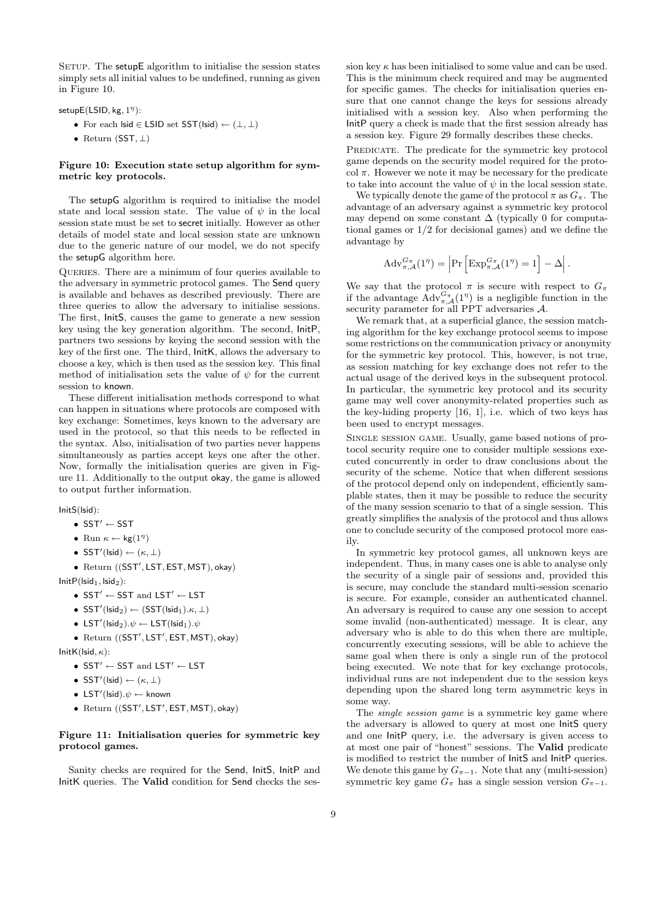Setup. The setupE algorithm to initialise the session states simply sets all initial values to be undefined, running as given in Figure 10.

setupE(LSID, kg, $1^\eta$):

- For each lsid $\in$ LSID set SST(lsid) $\leftarrow (\perp, \perp)$
- Return (SST, $\perp$)

**Figure 10: Execution state setup algorithm for symmetric key protocols.**

The setupG algorithm is required to initialise the model state and local session state. The value of $\psi$ in the local session state must be set to secret initially. However as other details of model state and local session state are unknown due to the generic nature of our model, we do not specify the setupG algorithm here.

Queries. There are a minimum of four queries available to the adversary in symmetric protocol games. The Send query is available and behaves as described previously. There are three queries to allow the adversary to initialise sessions. The first, InitS, causes the game to generate a new session key using the key generation algorithm. The second, InitP, partners two sessions by keying the second session with the key of the first one. The third, InitK, allows the adversary to choose a key, which is then used as the session key. This final method of initialisation sets the value of $\psi$ for the current session to known.

These different initialisation methods correspond to what can happen in situations where protocols are composed with key exchange: Sometimes, keys known to the adversary are used in the protocol, so that this needs to be reflected in the syntax. Also, initialisation of two parties never happens simultaneously as parties accept keys one after the other. Now, formally the initialisation queries are given in Figure 11. Additionally to the output okay, the game is allowed to output further information.

InitS(lsid):

- SST$'$ $\leftarrow$ SST
- Run $\kappa \leftarrow$ kg($1^\eta$)
- SST$'$(lsid) $\leftarrow (\kappa, \perp)$
- Return ((SST$'$, LST, EST, MST), okay)

InitP(lsid$_1$, lsid$_2$):

- SST$'$ $\leftarrow$ SST and LST$'$ $\leftarrow$ LST
- SST$'$(lsid$_2$) $\leftarrow$ (SST(lsid$_1$).$\kappa$, $\perp$)
- LST$'$(lsid$_2$).$\psi$ $\leftarrow$ LST(lsid$_1$).$\psi$
- Return ((SST$'$, LST$'$, EST, MST), okay)

InitK(lsid, $\kappa$):

- SST$'$ $\leftarrow$ SST and LST$'$ $\leftarrow$ LST
- SST$'$(lsid) $\leftarrow (\kappa, \perp)$
- LST$'$(lsid).$\psi$ $\leftarrow$ known
- Return ((SST$'$, LST$'$, EST, MST), okay)

**Figure 11: Initialisation queries for symmetric key protocol games.**

Sanity checks are required for the Send, InitS, InitP and InitK queries. The **Valid** condition for Send checks the session key $\kappa$ has been initialised to some value and can be used. This is the minimum check required and may be augmented for specific games. The checks for initialisation queries ensure that one cannot change the keys for sessions already initialised with a session key. Also when performing the InitP query a check is made that the first session already has a session key. Figure 29 formally describes these checks.

Predicate. The predicate for the symmetric key protocol game depends on the security model required for the protocol $\pi$. However we note it may be necessary for the predicate to take into account the value of $\psi$ in the local session state.

We typically denote the game of the protocol $\pi$ as $G_\pi$. The advantage of an adversary against a symmetric key protocol may depend on some constant $\Delta$ (typically 0 for computational games or 1/2 for decisional games) and we define the advantage by

$$\mathrm{Adv}_{\pi,\mathcal{A}}^{G_\pi}(1^\eta) = \left| \Pr\left[ \mathrm{Exp}_{\pi,\mathcal{A}}^{G_\pi}(1^\eta) = 1 \right] - \Delta \right|.$$

We say that the protocol $\pi$ is secure with respect to $G_\pi$ if the advantage $\mathrm{Adv}_{\pi,\mathcal{A}}^{G_\pi}(1^\eta)$ is a negligible function in the security parameter for all PPT adversaries $\mathcal{A}$.

We remark that, at a superficial glance, the session matching algorithm for the key exchange protocol seems to impose some restrictions on the communication privacy or anonymity for the symmetric key protocol. This, however, is not true, as session matching for key exchange does not refer to the actual usage of the derived keys in the subsequent protocol. In particular, the symmetric key protocol and its security game may well cover anonymity-related properties such as the key-hiding property [16, 1], i.e. which of two keys has been used to encrypt messages.

Single session game. Usually, game based notions of protocol security require one to consider multiple sessions executed concurrently in order to draw conclusions about the security of the scheme. Notice that when different sessions of the protocol depend only on independent, efficiently samplable states, then it may be possible to reduce the security of the many session scenario to that of a single session. This greatly simplifies the analysis of the protocol and thus allows one to conclude security of the composed protocol more easily.

In symmetric key protocol games, all unknown keys are independent. Thus, in many cases one is able to analyse only the security of a single pair of sessions and, provided this is secure, may conclude the standard multi-session scenario is secure. For example, consider an authenticated channel. An adversary is required to cause any one session to accept some invalid (non-authenticated) message. It is clear, any adversary who is able to do this when there are multiple, concurrently executing sessions, will be able to achieve the same goal when there is only a single run of the protocol being executed. We note that for key exchange protocols, individual runs are not independent due to the session keys depending upon the shared long term asymmetric keys in some way.

The *single session game* is a symmetric key game where the adversary is allowed to query at most one InitS query and one InitP query, i.e. the adversary is given access to at most one pair of "honest" sessions. The **Valid** predicate is modified to restrict the number of InitS and InitP queries. We denote this game by $G_{\pi-1}$. Note that any (multi-session) symmetric key game $G_\pi$ has a single session version $G_{\pi-1}$.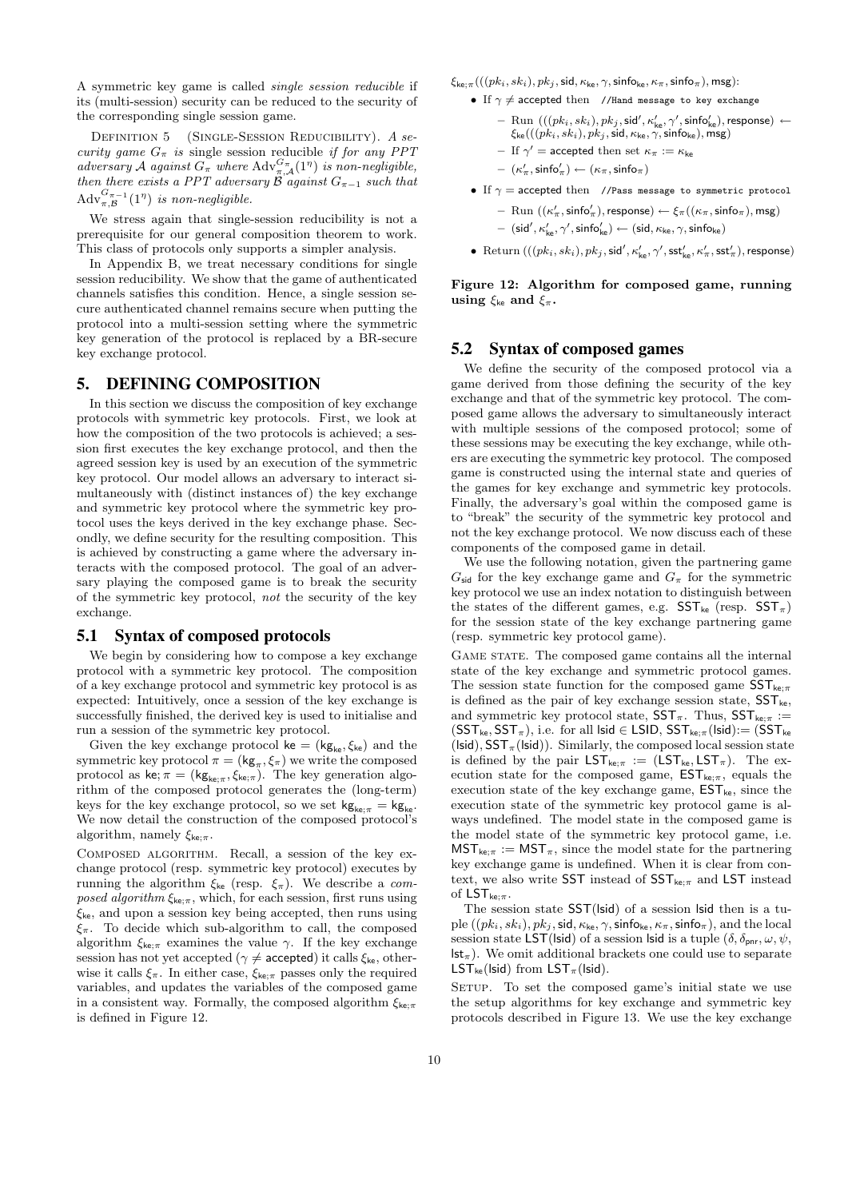A symmetric key game is called *single session reducible* if its (multi-session) security can be reduced to the security of the corresponding single session game.

DEFINITION 5 (SINGLE-SESSION REDUCIBILITY). *A security game $G_\pi$ is* single session reducible *if for any PPT adversary $\mathcal{A}$ against $G_\pi$ where $\mathrm{Adv}^{G_\pi}_{\pi,\mathcal{A}}(1^\eta)$ is non-negligible, then there exists a PPT adversary $\mathcal{B}$ against $G_{\pi-1}$ such that $\mathrm{Adv}^{G_{\pi-1}}_{\pi,\mathcal{B}}(1^\eta)$ is non-negligible.*

We stress again that single-session reducibility is not a prerequisite for our general composition theorem to work. This class of protocols only supports a simpler analysis.

In Appendix B, we treat necessary conditions for single session reducibility. We show that the game of authenticated channels satisfies this condition. Hence, a single session secure authenticated channel remains secure when putting the protocol into a multi-session setting where the symmetric key generation of the protocol is replaced by a BR-secure key exchange protocol.

# 5. DEFINING COMPOSITION

In this section we discuss the composition of key exchange protocols with symmetric key protocols. First, we look at how the composition of the two protocols is achieved; a session first executes the key exchange protocol, and then the agreed session key is used by an execution of the symmetric key protocol. Our model allows an adversary to interact simultaneously with (distinct instances of) the key exchange and symmetric key protocol where the symmetric key protocol uses the keys derived in the key exchange phase. Secondly, we define security for the resulting composition. This is achieved by constructing a game where the adversary interacts with the composed protocol. The goal of an adversary playing the composed game is to break the security of the symmetric key protocol, *not* the security of the key exchange.

## 5.1 Syntax of composed protocols

We begin by considering how to compose a key exchange protocol with a symmetric key protocol. The composition of a key exchange protocol and symmetric key protocol is as expected: Intuitively, once a session of the key exchange is successfully finished, the derived key is used to initialise and run a session of the symmetric key protocol.

Given the key exchange protocol $\mathsf{ke} = (\mathsf{kg}_{\mathsf{ke}}, \xi_{\mathsf{ke}})$ and the symmetric key protocol $\pi = (\mathsf{kg}_\pi, \xi_\pi)$ we write the composed protocol as $\mathsf{ke};\pi = (\mathsf{kg}_{\mathsf{ke};\pi}, \xi_{\mathsf{ke};\pi})$. The key generation algorithm of the composed protocol generates the (long-term) keys for the key exchange protocol, so we set $\mathsf{kg}_{\mathsf{ke};\pi} = \mathsf{kg}_{\mathsf{ke}}$. We now detail the construction of the composed protocol's algorithm, namely $\xi_{\mathsf{ke};\pi}$.

COMPOSED ALGORITHM. Recall, a session of the key exchange protocol (resp. symmetric key protocol) executes by running the algorithm $\xi_{\mathsf{ke}}$ (resp. $\xi_\pi$). We describe a *composed algorithm* $\xi_{\mathsf{ke};\pi}$, which, for each session, first runs using $\xi_{\mathsf{ke}}$, and upon a session key being accepted, then runs using $\xi_\pi$. To decide which sub-algorithm to call, the composed algorithm $\xi_{\mathsf{ke};\pi}$ examines the value $\gamma$. If the key exchange session has not yet accepted ($\gamma \neq \mathsf{accepted}$) it calls $\xi_{\mathsf{ke}}$, otherwise it calls $\xi_\pi$. In either case, $\xi_{\mathsf{ke};\pi}$ passes only the required variables, and updates the variables of the composed game in a consistent way. Formally, the composed algorithm $\xi_{\mathsf{ke};\pi}$ is defined in Figure 12.

$\xi_{\mathsf{ke};\pi}(((pk_i, sk_i), pk_j, \mathsf{sid}, \kappa_{\mathsf{ke}}, \gamma, \mathsf{sinfo}_{\mathsf{ke}}, \kappa_\pi, \mathsf{sinfo}_\pi), \mathsf{msg})$:

- If $\gamma \neq \mathsf{accepted}$ then `//Hand message to key exchange`
  - Run $(((pk_i, sk_i), pk_j, \mathsf{sid}', \kappa'_{\mathsf{ke}}, \gamma', \mathsf{sinfo}'_{\mathsf{ke}}), \mathsf{response}) \leftarrow \xi_{\mathsf{ke}}(((pk_i, sk_i), pk_j, \mathsf{sid}, \kappa_{\mathsf{ke}}, \gamma, \mathsf{sinfo}_{\mathsf{ke}}), \mathsf{msg})$
  - If $\gamma' = \mathsf{accepted}$ then set $\kappa_\pi := \kappa_{\mathsf{ke}}$
  - $(\kappa'_\pi, \mathsf{sinfo}'_\pi) \leftarrow (\kappa_\pi, \mathsf{sinfo}_\pi)$
- If $\gamma = \mathsf{accepted}$ then `//Pass message to symmetric protocol`
  - Run $((\kappa'_\pi, \mathsf{sinfo}'_\pi), \mathsf{response}) \leftarrow \xi_\pi((\kappa_\pi, \mathsf{sinfo}_\pi), \mathsf{msg})$
  - $(\mathsf{sid}', \kappa'_{\mathsf{ke}}, \gamma', \mathsf{sinfo}'_{\mathsf{ke}}) \leftarrow (\mathsf{sid}, \kappa_{\mathsf{ke}}, \gamma, \mathsf{sinfo}_{\mathsf{ke}})$
- Return $(((pk_i, sk_i), pk_j, \mathsf{sid}', \kappa'_{\mathsf{ke}}, \gamma', \mathsf{sst}'_{\mathsf{ke}}, \kappa'_\pi, \mathsf{sst}'_\pi), \mathsf{response})$

**Figure 12: Algorithm for composed game, running using $\xi_{\mathsf{ke}}$ and $\xi_\pi$.**

## 5.2 Syntax of composed games

We define the security of the composed protocol via a game derived from those defining the security of the key exchange and that of the symmetric key protocol. The composed game allows the adversary to simultaneously interact with multiple sessions of the composed protocol; some of these sessions may be executing the key exchange, while others are executing the symmetric key protocol. The composed game is constructed using the internal state and queries of the games for key exchange and symmetric key protocols. Finally, the adversary's goal within the composed game is to "break" the security of the symmetric key protocol and not the key exchange protocol. We now discuss each of these components of the composed game in detail.

We use the following notation, given the partnering game $G_{\mathsf{sid}}$ for the key exchange game and $G_\pi$ for the symmetric key protocol we use an index notation to distinguish between the states of the different games, e.g. $\mathsf{SST}_{\mathsf{ke}}$ (resp. $\mathsf{SST}_\pi$) for the session state of the key exchange partnering game (resp. symmetric key protocol game).

GAME STATE. The composed game contains all the internal state of the key exchange and symmetric protocol games. The session state function for the composed game $\mathsf{SST}_{\mathsf{ke};\pi}$ is defined as the pair of key exchange session state, $\mathsf{SST}_{\mathsf{ke}}$, and symmetric key protocol state, $\mathsf{SST}_\pi$. Thus, $\mathsf{SST}_{\mathsf{ke};\pi} := (\mathsf{SST}_{\mathsf{ke}}, \mathsf{SST}_\pi)$, i.e. for all $\mathsf{lsid} \in \mathsf{LSID}$, $\mathsf{SST}_{\mathsf{ke};\pi}(\mathsf{lsid}) := (\mathsf{SST}_{\mathsf{ke}}(\mathsf{lsid}), \mathsf{SST}_\pi(\mathsf{lsid}))$. Similarly, the composed local session state is defined by the pair $\mathsf{LST}_{\mathsf{ke};\pi} := (\mathsf{LST}_{\mathsf{ke}}, \mathsf{LST}_\pi)$. The execution state for the composed game, $\mathsf{EST}_{\mathsf{ke};\pi}$, equals the execution state of the key exchange game, $\mathsf{EST}_{\mathsf{ke}}$, since the execution state of the symmetric key protocol game is always undefined. The model state in the composed game is the model state of the symmetric key protocol game, i.e. $\mathsf{MST}_{\mathsf{ke};\pi} := \mathsf{MST}_\pi$, since the model state for the partnering key exchange game is undefined. When it is clear from context, we also write $\mathsf{SST}$ instead of $\mathsf{SST}_{\mathsf{ke};\pi}$ and $\mathsf{LST}$ instead of $\mathsf{LST}_{\mathsf{ke};\pi}$.

The session state $\mathsf{SST}(\mathsf{lsid})$ of a session $\mathsf{lsid}$ then is a tuple $((pk_i, sk_i), pk_j, \mathsf{sid}, \kappa_{\mathsf{ke}}, \gamma, \mathsf{sinfo}_{\mathsf{ke}}, \kappa_\pi, \mathsf{sinfo}_\pi)$, and the local session state $\mathsf{LST}(\mathsf{lsid})$ of a session $\mathsf{lsid}$ is a tuple $(\delta, \delta_{\mathsf{pnr}}, \omega, \psi, \mathsf{lst}_\pi)$. We omit additional brackets one could use to separate $\mathsf{LST}_{\mathsf{ke}}(\mathsf{lsid})$ from $\mathsf{LST}_\pi(\mathsf{lsid})$.

SETUP. To set the composed game's initial state we use the setup algorithms for key exchange and symmetric key protocols described in Figure 13. We use the key exchange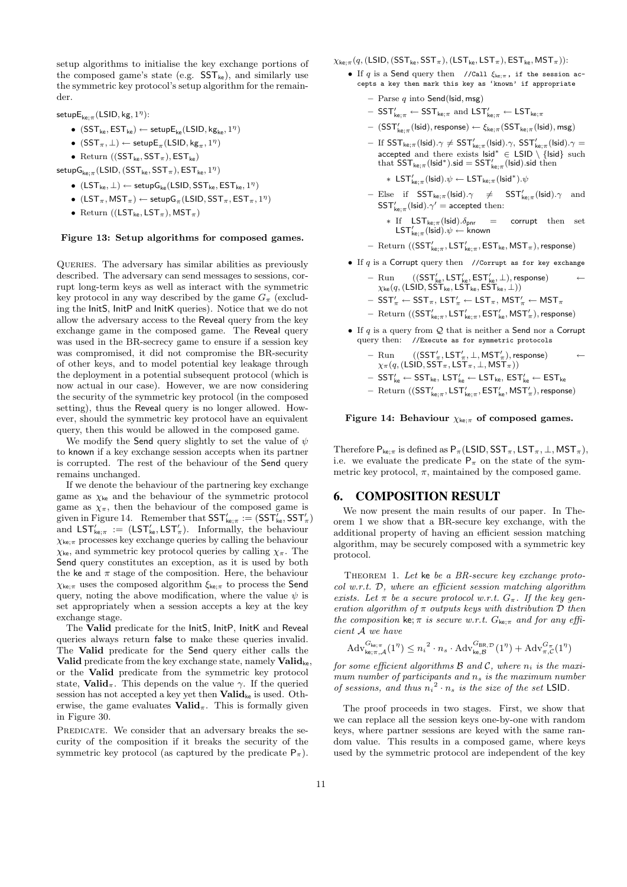setup algorithms to initialise the key exchange portions of the composed game's state (e.g. $\mathsf{SST}_{\mathsf{ke}}$), and similarly use the symmetric key protocol's setup algorithm for the remainder.

$\mathsf{setupE}_{\mathsf{ke};\pi}(\mathsf{LSID}, \mathsf{kg}, 1^\eta)$:

- $(\mathsf{SST}_{\mathsf{ke}}, \mathsf{EST}_{\mathsf{ke}}) \leftarrow \mathsf{setupE}_{\mathsf{ke}}(\mathsf{LSID}, \mathsf{kg}_{\mathsf{ke}}, 1^\eta)$
- $(\mathsf{SST}_\pi, \bot) \leftarrow \mathsf{setupE}_\pi(\mathsf{LSID}, \mathsf{kg}_\pi, 1^\eta)$
- Return $((\mathsf{SST}_{\mathsf{ke}}, \mathsf{SST}_\pi), \mathsf{EST}_{\mathsf{ke}})$

$\mathsf{setupG}_{\mathsf{ke};\pi}(\mathsf{LSID}, (\mathsf{SST}_{\mathsf{ke}}, \mathsf{SST}_\pi), \mathsf{EST}_{\mathsf{ke}}, 1^\eta)$

- $(\mathsf{LST}_{\mathsf{ke}}, \bot) \leftarrow \mathsf{setupG}_{\mathsf{ke}}(\mathsf{LSID}, \mathsf{SST}_{\mathsf{ke}}, \mathsf{EST}_{\mathsf{ke}}, 1^\eta)$
- $(\mathsf{LST}_\pi, \mathsf{MST}_\pi) \leftarrow \mathsf{setupG}_\pi(\mathsf{LSID}, \mathsf{SST}_\pi, \mathsf{EST}_\pi, 1^\eta)$
- Return $((\mathsf{LST}_{\mathsf{ke}}, \mathsf{LST}_\pi), \mathsf{MST}_\pi)$

**Figure 13: Setup algorithms for composed games.**

QUERIES. The adversary has similar abilities as previously described. The adversary can send messages to sessions, corrupt long-term keys as well as interact with the symmetric key protocol in any way described by the game $G_\pi$ (excluding the InitS, InitP and InitK queries). Notice that we do not allow the adversary access to the Reveal query from the key exchange game in the composed game. The Reveal query was used in the BR-secrecy game to ensure if a session key was compromised, it did not compromise the BR-security of other keys, and to model potential key leakage through the deployment in a potential subsequent protocol (which is now actual in our case). However, we are now considering the security of the symmetric key protocol (in the composed setting), thus the Reveal query is no longer allowed. However, should the symmetric key protocol have an equivalent query, then this would be allowed in the composed game.

We modify the Send query slightly to set the value of $\psi$ to known if a key exchange session accepts when its partner is corrupted. The rest of the behaviour of the Send query remains unchanged.

If we denote the behaviour of the partnering key exchange game as $\chi_{\mathsf{ke}}$ and the behaviour of the symmetric protocol game as $\chi_\pi$, then the behaviour of the composed game is given in Figure 14. Remember that $\mathsf{SST}'_{\mathsf{ke};\pi} := (\mathsf{SST}'_{\mathsf{ke}}, \mathsf{SST}'_\pi)$ and $\mathsf{LST}'_{\mathsf{ke};\pi} := (\mathsf{LST}'_{\mathsf{ke}}, \mathsf{LST}'_\pi)$. Informally, the behaviour $\chi_{\mathsf{ke};\pi}$ processes key exchange queries by calling the behaviour $\chi_{\mathsf{ke}}$, and symmetric key protocol queries by calling $\chi_\pi$. The Send query constitutes an exception, as it is used by both the ke and $\pi$ stage of the composition. Here, the behaviour $\chi_{\mathsf{ke};\pi}$ uses the composed algorithm $\xi_{\mathsf{ke};\pi}$ to process the Send query, noting the above modification, where the value $\psi$ is set appropriately when a session accepts a key at the key exchange stage.

The **Valid** predicate for the InitS, InitP, InitK and Reveal queries always return false to make these queries invalid. The **Valid** predicate for the Send query either calls the **Valid** predicate from the key exchange state, namely $\mathbf{Valid}_{\mathsf{ke}}$, or the **Valid** predicate from the symmetric key protocol state, $\mathbf{Valid}_\pi$. This depends on the value $\gamma$. If the queried session has not accepted a key yet then $\mathbf{Valid}_{\mathsf{ke}}$ is used. Otherwise, the game evaluates $\mathbf{Valid}_\pi$. This is formally given in Figure 30.

PREDICATE. We consider that an adversary breaks the security of the composition if it breaks the security of the symmetric key protocol (as captured by the predicate $\mathsf{P}_\pi$).

$\chi_{\mathsf{ke};\pi}(q, (\mathsf{LSID}, (\mathsf{SST}_{\mathsf{ke}}, \mathsf{SST}_\pi), (\mathsf{LST}_{\mathsf{ke}}, \mathsf{LST}_\pi), \mathsf{EST}_{\mathsf{ke}}, \mathsf{MST}_\pi))$:

- If $q$ is a Send query then `//Call` $\xi_{\mathsf{ke};\pi}$`, if the session accepts a key then mark this key as 'known' if appropriate`
  - Parse $q$ into $\mathsf{Send}(\mathsf{lsid}, \mathsf{msg})$
  - $\mathsf{SST}'_{\mathsf{ke};\pi} \leftarrow \mathsf{SST}_{\mathsf{ke};\pi}$ and $\mathsf{LST}'_{\mathsf{ke};\pi} \leftarrow \mathsf{LST}_{\mathsf{ke};\pi}$
  - $(\mathsf{SST}'_{\mathsf{ke};\pi}(\mathsf{lsid}), \mathsf{response}) \leftarrow \xi_{\mathsf{ke};\pi}(\mathsf{SST}_{\mathsf{ke};\pi}(\mathsf{lsid}), \mathsf{msg})$
  - If $\mathsf{SST}_{\mathsf{ke};\pi}(\mathsf{lsid}).\gamma \neq \mathsf{SST}'_{\mathsf{ke};\pi}(\mathsf{lsid}).\gamma$, $\mathsf{SST}'_{\mathsf{ke};\pi}(\mathsf{lsid}).\gamma =$ accepted and there exists $\mathsf{lsid}^* \in \mathsf{LSID} \setminus \{\mathsf{lsid}\}$ such that $\mathsf{SST}_{\mathsf{ke};\pi}(\mathsf{lsid}^*).\mathsf{sid} = \mathsf{SST}'_{\mathsf{ke};\pi}(\mathsf{lsid}).\mathsf{sid}$ then
    - $\mathsf{LST}'_{\mathsf{ke};\pi}(\mathsf{lsid}).\psi \leftarrow \mathsf{LST}_{\mathsf{ke};\pi}(\mathsf{lsid}^*).\psi$
  - Else if $\mathsf{SST}_{\mathsf{ke};\pi}(\mathsf{lsid}).\gamma \neq \mathsf{SST}'_{\mathsf{ke};\pi}(\mathsf{lsid}).\gamma$ and $\mathsf{SST}'_{\mathsf{ke};\pi}(\mathsf{lsid}).\gamma' =$ accepted then:
    - If $\mathsf{LST}_{\mathsf{ke};\pi}(\mathsf{lsid}).\delta_{\mathsf{pnr}} =$ corrupt then set $\mathsf{LST}'_{\mathsf{ke};\pi}(\mathsf{lsid}).\psi \leftarrow$ known
  - Return $((\mathsf{SST}'_{\mathsf{ke};\pi}, \mathsf{LST}'_{\mathsf{ke};\pi}, \mathsf{EST}_{\mathsf{ke}}, \mathsf{MST}_\pi), \mathsf{response})$
- If $q$ is a Corrupt query then `//Corrupt as for key exchange`
  - Run $((\mathsf{SST}'_{\mathsf{ke}}, \mathsf{LST}'_{\mathsf{ke}}, \mathsf{EST}'_{\mathsf{ke}}, \bot), \mathsf{response}) \leftarrow \chi_{\mathsf{ke}}(q, (\mathsf{LSID}, \mathsf{SST}_{\mathsf{ke}}, \mathsf{LST}_{\mathsf{ke}}, \mathsf{EST}_{\mathsf{ke}}, \bot))$
  - $\mathsf{SST}'_\pi \leftarrow \mathsf{SST}_\pi$, $\mathsf{LST}'_\pi \leftarrow \mathsf{LST}_\pi$, $\mathsf{MST}'_\pi \leftarrow \mathsf{MST}_\pi$
  - Return $((\mathsf{SST}'_{\mathsf{ke};\pi}, \mathsf{LST}'_{\mathsf{ke};\pi}, \mathsf{EST}'_{\mathsf{ke}}, \mathsf{MST}'_\pi), \mathsf{response})$
- If $q$ is a query from $\mathcal{Q}$ that is neither a Send nor a Corrupt query then: `//Execute as for symmetric protocols`
  - Run $((\mathsf{SST}'_\pi, \mathsf{LST}'_\pi, \bot, \mathsf{MST}'_\pi), \mathsf{response}) \leftarrow \chi_\pi(q, (\mathsf{LSID}, \mathsf{SST}_\pi, \mathsf{LST}_\pi, \bot, \mathsf{MST}_\pi))$
  - $\mathsf{SST}'_{\mathsf{ke}} \leftarrow \mathsf{SST}_{\mathsf{ke}}$, $\mathsf{LST}'_{\mathsf{ke}} \leftarrow \mathsf{LST}_{\mathsf{ke}}$, $\mathsf{EST}'_{\mathsf{ke}} \leftarrow \mathsf{EST}_{\mathsf{ke}}$
  - Return $((\mathsf{SST}'_{\mathsf{ke};\pi}, \mathsf{LST}'_{\mathsf{ke};\pi}, \mathsf{EST}'_{\mathsf{ke}}, \mathsf{MST}'_\pi), \mathsf{response})$

**Figure 14: Behaviour $\chi_{\mathsf{ke};\pi}$ of composed games.**

Therefore $\mathsf{P}_{\mathsf{ke};\pi}$ is defined as $\mathsf{P}_\pi(\mathsf{LSID}, \mathsf{SST}_\pi, \mathsf{LST}_\pi, \bot, \mathsf{MST}_\pi)$, i.e. we evaluate the predicate $\mathsf{P}_\pi$ on the state of the symmetric key protocol, $\pi$, maintained by the composed game.

## 6. COMPOSITION RESULT

We now present the main results of our paper. In Theorem 1 we show that a BR-secure key exchange, with the additional property of having an efficient session matching algorithm, may be securely composed with a symmetric key protocol.

THEOREM 1. *Let* ke *be a BR-secure key exchange protocol w.r.t. $\mathcal{D}$, where an efficient session matching algorithm exists. Let $\pi$ be a secure protocol w.r.t. $G_\pi$. If the key generation algorithm of $\pi$ outputs keys with distribution $\mathcal{D}$ then the composition* ke; $\pi$ *is secure w.r.t. $G_{\mathsf{ke};\pi}$ and for any efficient $\mathcal{A}$ we have*

$$\mathrm{Adv}^{G_{\mathsf{ke};\pi}}_{\mathsf{ke};\pi,\mathcal{A}}(1^\eta) \leq {n_i}^2 \cdot n_s \cdot \mathrm{Adv}^{G_{\mathsf{BR},\mathcal{D}}}_{\mathsf{ke},\mathcal{B}}(1^\eta) + \mathrm{Adv}^{G_\pi}_{\pi,\mathcal{C}}(1^\eta)$$

*for some efficient algorithms $\mathcal{B}$ and $\mathcal{C}$, where $n_i$ is the maximum number of participants and $n_s$ is the maximum number of sessions, and thus ${n_i}^2 \cdot n_s$ is the size of the set* LSID.

The proof proceeds in two stages. First, we show that we can replace all the session keys one-by-one with random keys, where partner sessions are keyed with the same random value. This results in a composed game, where keys used by the symmetric protocol are independent of the key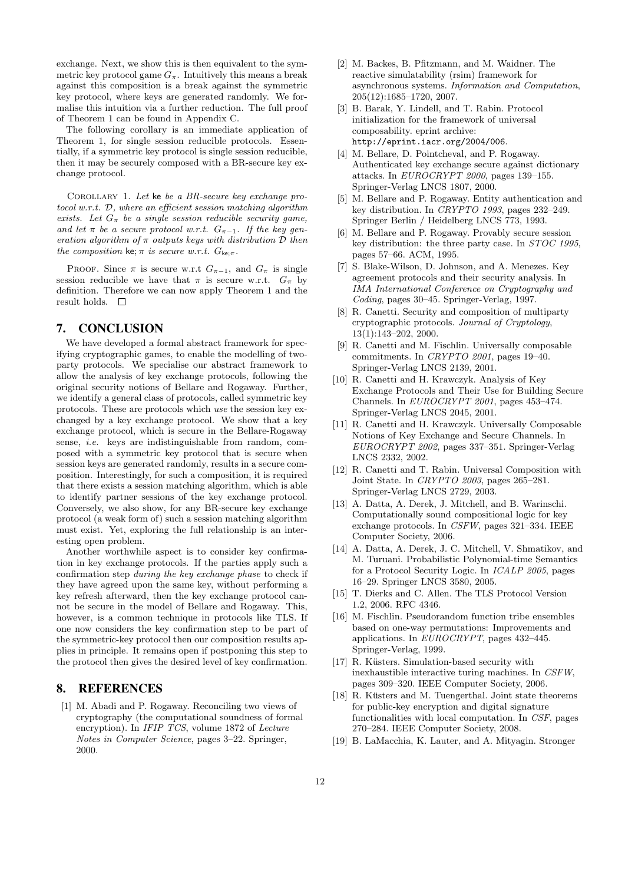exchange. Next, we show this is then equivalent to the symmetric key protocol game $G_\pi$. Intuitively this means a break against this composition is a break against the symmetric key protocol, where keys are generated randomly. We formalise this intuition via a further reduction. The full proof of Theorem 1 can be found in Appendix C.

The following corollary is an immediate application of Theorem 1, for single session reducible protocols. Essentially, if a symmetric key protocol is single session reducible, then it may be securely composed with a BR-secure key exchange protocol.

COROLLARY 1. *Let* ke *be a BR-secure key exchange protocol w.r.t. $\mathcal{D}$, where an efficient session matching algorithm exists. Let $G_\pi$ be a single session reducible security game, and let $\pi$ be a secure protocol w.r.t. $G_{\pi-1}$. If the key generation algorithm of $\pi$ outputs keys with distribution $\mathcal{D}$ then the composition* $\mathsf{ke};\pi$ *is secure w.r.t.* $G_{\mathsf{ke};\pi}$.

PROOF. Since $\pi$ is secure w.r.t $G_{\pi-1}$, and $G_\pi$ is single session reducible we have that $\pi$ is secure w.r.t. $G_\pi$ by definition. Therefore we can now apply Theorem 1 and the result holds. □

## 7. CONCLUSION

We have developed a formal abstract framework for specifying cryptographic games, to enable the modelling of two-party protocols. We specialise our abstract framework to allow the analysis of key exchange protocols, following the original security notions of Bellare and Rogaway. Further, we identify a general class of protocols, called symmetric key protocols. These are protocols which *use* the session key exchanged by a key exchange protocol. We show that a key exchange protocol, which is secure in the Bellare-Rogaway sense, *i.e.* keys are indistinguishable from random, composed with a symmetric key protocol that is secure when session keys are generated randomly, results in a secure composition. Interestingly, for such a composition, it is required that there exists a session matching algorithm, which is able to identify partner sessions of the key exchange protocol. Conversely, we also show, for any BR-secure key exchange protocol (a weak form of) such a session matching algorithm must exist. Yet, exploring the full relationship is an interesting open problem.

Another worthwhile aspect is to consider key confirmation in key exchange protocols. If the parties apply such a confirmation step *during the key exchange phase* to check if they have agreed upon the same key, without performing a key refresh afterward, then the key exchange protocol cannot be secure in the model of Bellare and Rogaway. This, however, is a common technique in protocols like TLS. If one now considers the key confirmation step to be part of the symmetric-key protocol then our composition results applies in principle. It remains open if postponing this step to the protocol then gives the desired level of key confirmation.

## 8. REFERENCES

[1] M. Abadi and P. Rogaway. Reconciling two views of cryptography (the computational soundness of formal encryption). In *IFIP TCS*, volume 1872 of *Lecture Notes in Computer Science*, pages 3–22. Springer, 2000.

[2] M. Backes, B. Pfitzmann, and M. Waidner. The reactive simulatability (rsim) framework for asynchronous systems. *Information and Computation*, 205(12):1685–1720, 2007.

[3] B. Barak, Y. Lindell, and T. Rabin. Protocol initialization for the framework of universal composability. eprint archive: http://eprint.iacr.org/2004/006.

[4] M. Bellare, D. Pointcheval, and P. Rogaway. Authenticated key exchange secure against dictionary attacks. In *EUROCRYPT 2000*, pages 139–155. Springer-Verlag LNCS 1807, 2000.

[5] M. Bellare and P. Rogaway. Entity authentication and key distribution. In *CRYPTO 1993*, pages 232–249. Springer Berlin / Heidelberg LNCS 773, 1993.

[6] M. Bellare and P. Rogaway. Provably secure session key distribution: the three party case. In *STOC 1995*, pages 57–66. ACM, 1995.

[7] S. Blake-Wilson, D. Johnson, and A. Menezes. Key agreement protocols and their security analysis. In *IMA International Conference on Cryptography and Coding*, pages 30–45. Springer-Verlag, 1997.

[8] R. Canetti. Security and composition of multiparty cryptographic protocols. *Journal of Cryptology*, 13(1):143–202, 2000.

[9] R. Canetti and M. Fischlin. Universally composable commitments. In *CRYPTO 2001*, pages 19–40. Springer-Verlag LNCS 2139, 2001.

[10] R. Canetti and H. Krawczyk. Analysis of Key Exchange Protocols and Their Use for Building Secure Channels. In *EUROCRYPT 2001*, pages 453–474. Springer-Verlag LNCS 2045, 2001.

[11] R. Canetti and H. Krawczyk. Universally Composable Notions of Key Exchange and Secure Channels. In *EUROCRYPT 2002*, pages 337–351. Springer-Verlag LNCS 2332, 2002.

[12] R. Canetti and T. Rabin. Universal Composition with Joint State. In *CRYPTO 2003*, pages 265–281. Springer-Verlag LNCS 2729, 2003.

[13] A. Datta, A. Derek, J. Mitchell, and B. Warinschi. Computationally sound compositional logic for key exchange protocols. In *CSFW*, pages 321–334. IEEE Computer Society, 2006.

[14] A. Datta, A. Derek, J. C. Mitchell, V. Shmatikov, and M. Turuani. Probabilistic Polynomial-time Semantics for a Protocol Security Logic. In *ICALP 2005*, pages 16–29. Springer LNCS 3580, 2005.

[15] T. Dierks and C. Allen. The TLS Protocol Version 1.2, 2006. RFC 4346.

[16] M. Fischlin. Pseudorandom function tribe ensembles based on one-way permutations: Improvements and applications. In *EUROCRYPT*, pages 432–445. Springer-Verlag, 1999.

[17] R. Küsters. Simulation-based security with inexhaustible interactive turing machines. In *CSFW*, pages 309–320. IEEE Computer Society, 2006.

[18] R. Küsters and M. Tuengerthal. Joint state theorems for public-key encryption and digital signature functionalities with local computation. In *CSF*, pages 270–284. IEEE Computer Society, 2008.

[19] B. LaMacchia, K. Lauter, and A. Mityagin. Stronger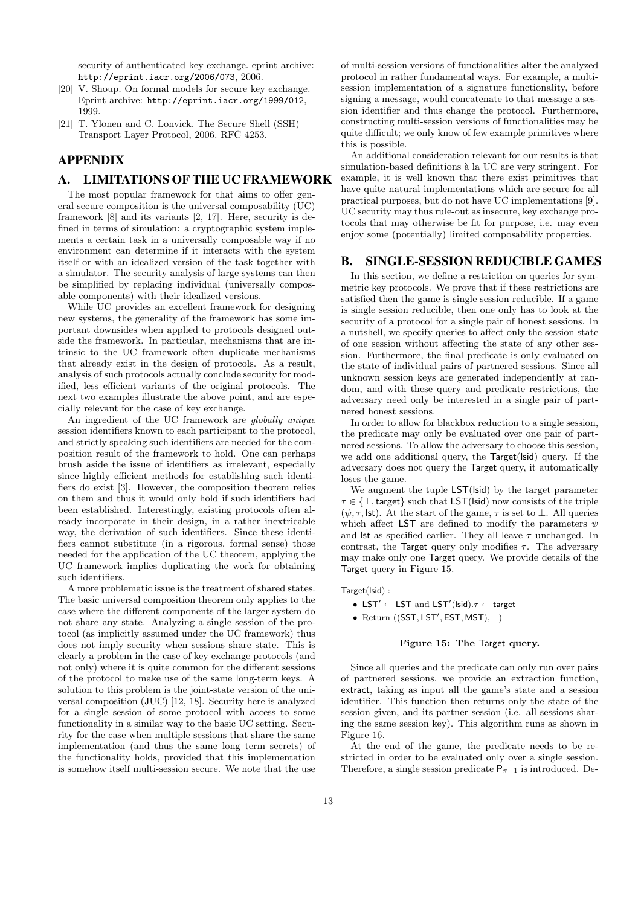security of authenticated key exchange. eprint archive: http://eprint.iacr.org/2006/073, 2006.

[20] V. Shoup. On formal models for secure key exchange. Eprint archive: http://eprint.iacr.org/1999/012, 1999.

[21] T. Ylonen and C. Lonvick. The Secure Shell (SSH) Transport Layer Protocol, 2006. RFC 4253.

# APPENDIX

## A. LIMITATIONS OF THE UC FRAMEWORK

The most popular framework for that aims to offer general secure composition is the universal composability (UC) framework [8] and its variants [2, 17]. Here, security is defined in terms of simulation: a cryptographic system implements a certain task in a universally composable way if no environment can determine if it interacts with the system itself or with an idealized version of the task together with a simulator. The security analysis of large systems can then be simplified by replacing individual (universally composable components) with their idealized versions.

While UC provides an excellent framework for designing new systems, the generality of the framework has some important downsides when applied to protocols designed outside the framework. In particular, mechanisms that are intrinsic to the UC framework often duplicate mechanisms that already exist in the design of protocols. As a result, analysis of such protocols actually conclude security for modified, less efficient variants of the original protocols. The next two examples illustrate the above point, and are especially relevant for the case of key exchange.

An ingredient of the UC framework are *globally unique* session identifiers known to each participant to the protocol, and strictly speaking such identifiers are needed for the composition result of the framework to hold. One can perhaps brush aside the issue of identifiers as irrelevant, especially since highly efficient methods for establishing such identifiers do exist [3]. However, the composition theorem relies on them and thus it would only hold if such identifiers had been established. Interestingly, existing protocols often already incorporate in their design, in a rather inextricable way, the derivation of such identifiers. Since these identifiers cannot substitute (in a rigorous, formal sense) those needed for the application of the UC theorem, applying the UC framework implies duplicating the work for obtaining such identifiers.

A more problematic issue is the treatment of shared states. The basic universal composition theorem only applies to the case where the different components of the larger system do not share any state. Analyzing a single session of the protocol (as implicitly assumed under the UC framework) thus does not imply security when sessions share state. This is clearly a problem in the case of key exchange protocols (and not only) where it is quite common for the different sessions of the protocol to make use of the same long-term keys. A solution to this problem is the joint-state version of the universal composition (JUC) [12, 18]. Security here is analyzed for a single session of some protocol with access to some functionality in a similar way to the basic UC setting. Security for the case when multiple sessions that share the same implementation (and thus the same long term secrets) of the functionality holds, provided that this implementation is somehow itself multi-session secure. We note that the use of multi-session versions of functionalities alter the analyzed protocol in rather fundamental ways. For example, a multi-session implementation of a signature functionality, before signing a message, would concatenate to that message a session identifier and thus change the protocol. Furthermore, constructing multi-session versions of functionalities may be quite difficult; we only know of few example primitives where this is possible.

An additional consideration relevant for our results is that simulation-based definitions à la UC are very stringent. For example, it is well known that there exist primitives that have quite natural implementations which are secure for all practical purposes, but do not have UC implementations [9]. UC security may thus rule-out as insecure, key exchange protocols that may otherwise be fit for purpose, i.e. may even enjoy some (potentially) limited composability properties.

## B. SINGLE-SESSION REDUCIBLE GAMES

In this section, we define a restriction on queries for symmetric key protocols. We prove that if these restrictions are satisfied then the game is single session reducible. If a game is single session reducible, then one only has to look at the security of a protocol for a single pair of honest sessions. In a nutshell, we specify queries to affect only the session state of one session without affecting the state of any other session. Furthermore, the final predicate is only evaluated on the state of individual pairs of partnered sessions. Since all unknown session keys are generated independently at random, and with these query and predicate restrictions, the adversary need only be interested in a single pair of partnered honest sessions.

In order to allow for blackbox reduction to a single session, the predicate may only be evaluated over one pair of partnered sessions. To allow the adversary to choose this session, we add one additional query, the $\mathsf{Target}(\mathsf{lsid})$ query. If the adversary does not query the $\mathsf{Target}$ query, it automatically loses the game.

We augment the tuple $\mathsf{LST}(\mathsf{lsid})$ by the target parameter $\tau \in \{\perp, \mathsf{target}\}$ such that $\mathsf{LST}(\mathsf{lsid})$ now consists of the triple $(\psi, \tau, \mathsf{lst})$. At the start of the game, $\tau$ is set to $\perp$. All queries which affect $\mathsf{LST}$ are defined to modify the parameters $\psi$ and $\mathsf{lst}$ as specified earlier. They all leave $\tau$ unchanged. In contrast, the $\mathsf{Target}$ query only modifies $\tau$. The adversary may make only one $\mathsf{Target}$ query. We provide details of the $\mathsf{Target}$ query in Figure 15.

$\mathsf{Target}(\mathsf{lsid})$ :

- $\mathsf{LST}' \leftarrow \mathsf{LST}$ and $\mathsf{LST}'(\mathsf{lsid}).\tau \leftarrow \mathsf{target}$
- Return $((\mathsf{SST}, \mathsf{LST}', \mathsf{EST}, \mathsf{MST}), \perp)$

**Figure 15: The Target query.**

Since all queries and the predicate can only run over pairs of partnered sessions, we provide an extraction function, $\mathsf{extract}$, taking as input all the game's state and a session identifier. This function then returns only the state of the session given, and its partner session (i.e. all sessions sharing the same session key). This algorithm runs as shown in Figure 16.

At the end of the game, the predicate needs to be restricted in order to be evaluated only over a single session. Therefore, a single session predicate $\mathsf{P}_{\pi-1}$ is introduced. De-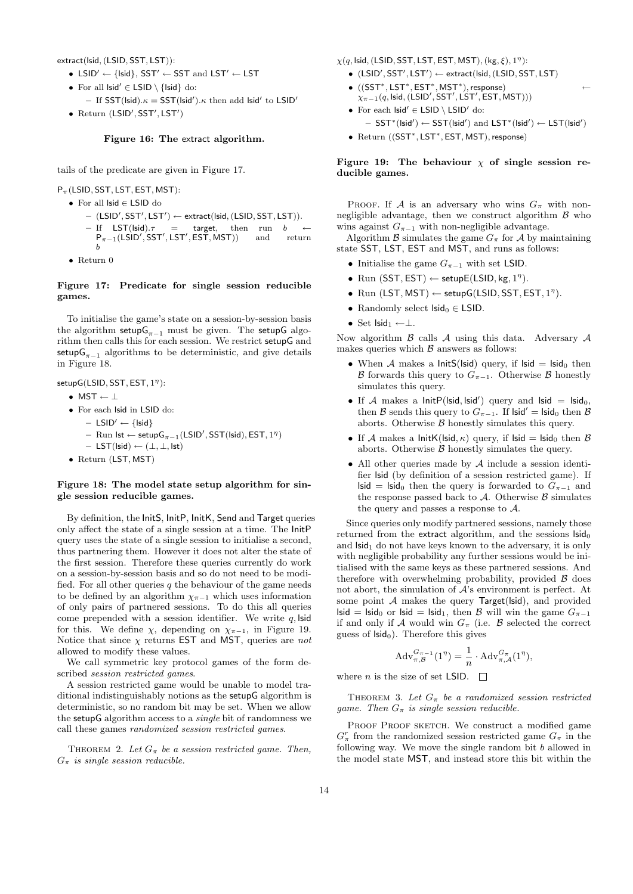extract(lsid, (LSID, SST, LST)):

- $\mathsf{LSID}' \leftarrow \{\mathsf{lsid}\}$, $\mathsf{SST}' \leftarrow \mathsf{SST}$ and $\mathsf{LST}' \leftarrow \mathsf{LST}$
- For all $\mathsf{lsid}' \in \mathsf{LSID} \setminus \{\mathsf{lsid}\}$ do:
  - If $\mathsf{SST}(\mathsf{lsid}).\kappa = \mathsf{SST}(\mathsf{lsid}').\kappa$ then add $\mathsf{lsid}'$ to $\mathsf{LSID}'$
- Return $(\mathsf{LSID}', \mathsf{SST}', \mathsf{LST}')$

**Figure 16: The extract algorithm.**

tails of the predicate are given in Figure 17.

$\mathsf{P}_\pi(\mathsf{LSID}, \mathsf{SST}, \mathsf{LST}, \mathsf{EST}, \mathsf{MST})$:

- For all $\mathsf{lsid} \in \mathsf{LSID}$ do
  - $(\mathsf{LSID}', \mathsf{SST}', \mathsf{LST}') \leftarrow \mathsf{extract}(\mathsf{lsid}, (\mathsf{LSID}, \mathsf{SST}, \mathsf{LST}))$.
  - If $\mathsf{LST}(\mathsf{lsid}).\tau = \mathsf{target}$, then run $b \leftarrow \mathsf{P}_{\pi-1}(\mathsf{LSID}', \mathsf{SST}', \mathsf{LST}', \mathsf{EST}, \mathsf{MST})$ and return $b$
- Return 0

**Figure 17: Predicate for single session reducible games.**

To initialise the game's state on a session-by-session basis the algorithm $\mathsf{setupG}_{\pi-1}$ must be given. The setupG algorithm then calls this for each session. We restrict setupG and $\mathsf{setupG}_{\pi-1}$ algorithms to be deterministic, and give details in Figure 18.

$\mathsf{setupG}(\mathsf{LSID}, \mathsf{SST}, \mathsf{EST}, 1^\eta)$:

- $\mathsf{MST} \leftarrow \bot$
- For each lsid in LSID do:
  - $\mathsf{LSID}' \leftarrow \{\mathsf{lsid}\}$
  - Run $\mathsf{lst} \leftarrow \mathsf{setupG}_{\pi-1}(\mathsf{LSID}', \mathsf{SST}(\mathsf{lsid}), \mathsf{EST}, 1^\eta)$
  - $\mathsf{LST}(\mathsf{lsid}) \leftarrow (\bot, \bot, \mathsf{lst})$
- Return $(\mathsf{LST}, \mathsf{MST})$

**Figure 18: The model state setup algorithm for single session reducible games.**

By definition, the InitS, InitP, InitK, Send and Target queries only affect the state of a single session at a time. The InitP query uses the state of a single session to initialise a second, thus partnering them. However it does not alter the state of the first session. Therefore these queries currently do work on a session-by-session basis and so do not need to be modified. For all other queries $q$ the behaviour of the game needs to be defined by an algorithm $\chi_{\pi-1}$ which uses information of only pairs of partnered sessions. To do this all queries come prepended with a session identifier. We write $q, \mathsf{lsid}$ for this. We define $\chi$, depending on $\chi_{\pi-1}$, in Figure 19. Notice that since $\chi$ returns EST and MST, queries are *not* allowed to modify these values.

We call symmetric key protocol games of the form described *session restricted games*.

A session restricted game would be unable to model traditional indistinguishably notions as the setupG algorithm is deterministic, so no random bit may be set. When we allow the setupG algorithm access to a *single* bit of randomness we call these games *randomized session restricted games*.

THEOREM 2. *Let $G_\pi$ be a session restricted game. Then, $G_\pi$ is single session reducible.*

$\chi(q, \mathsf{lsid}, (\mathsf{LSID}, \mathsf{SST}, \mathsf{LST}, \mathsf{EST}, \mathsf{MST}), (\mathsf{kg}, \xi), 1^\eta)$:

- $(\mathsf{LSID}', \mathsf{SST}', \mathsf{LST}') \leftarrow \mathsf{extract}(\mathsf{lsid}, (\mathsf{LSID}, \mathsf{SST}, \mathsf{LST})$
- $((\mathsf{SST}^*, \mathsf{LST}^*, \mathsf{EST}^*, \mathsf{MST}^*), \mathsf{response}) \leftarrow \chi_{\pi-1}(q, \mathsf{lsid}, (\mathsf{LSID}', \mathsf{SST}', \mathsf{LST}', \mathsf{EST}, \mathsf{MST}))$
- For each $\mathsf{lsid}' \in \mathsf{LSID} \setminus \mathsf{LSID}'$ do:
  - $\mathsf{SST}^*(\mathsf{lsid}') \leftarrow \mathsf{SST}(\mathsf{lsid}')$ and $\mathsf{LST}^*(\mathsf{lsid}') \leftarrow \mathsf{LST}(\mathsf{lsid}')$
- Return $((\mathsf{SST}^*, \mathsf{LST}^*, \mathsf{EST}, \mathsf{MST}), \mathsf{response})$

**Figure 19: The behaviour $\chi$ of single session reducible games.**

PROOF. If $\mathcal{A}$ is an adversary who wins $G_\pi$ with non-negligible advantage, then we construct algorithm $\mathcal{B}$ who wins against $G_{\pi-1}$ with non-negligible advantage.

Algorithm $\mathcal{B}$ simulates the game $G_\pi$ for $\mathcal{A}$ by maintaining state SST, LST, EST and MST, and runs as follows:

- Initialise the game $G_{\pi-1}$ with set LSID.
- Run $(\mathsf{SST}, \mathsf{EST}) \leftarrow \mathsf{setupE}(\mathsf{LSID}, \mathsf{kg}, 1^\eta)$.
- Run $(\mathsf{LST}, \mathsf{MST}) \leftarrow \mathsf{setupG}(\mathsf{LSID}, \mathsf{SST}, \mathsf{EST}, 1^\eta)$.
- Randomly select $\mathsf{lsid}_0 \in \mathsf{LSID}$.
- Set $\mathsf{lsid}_1 \leftarrow \bot$.

Now algorithm $\mathcal{B}$ calls $\mathcal{A}$ using this data. Adversary $\mathcal{A}$ makes queries which $\mathcal{B}$ answers as follows:

- When $\mathcal{A}$ makes a $\mathsf{InitS}(\mathsf{lsid})$ query, if $\mathsf{lsid} = \mathsf{lsid}_0$ then $\mathcal{B}$ forwards this query to $G_{\pi-1}$. Otherwise $\mathcal{B}$ honestly simulates this query.
- If $\mathcal{A}$ makes a $\mathsf{InitP}(\mathsf{lsid}, \mathsf{lsid}')$ query and $\mathsf{lsid} = \mathsf{lsid}_0$, then $\mathcal{B}$ sends this query to $G_{\pi-1}$. If $\mathsf{lsid}' = \mathsf{lsid}_0$ then $\mathcal{B}$ aborts. Otherwise $\mathcal{B}$ honestly simulates this query.
- If $\mathcal{A}$ makes a $\mathsf{InitK}(\mathsf{lsid}, \kappa)$ query, if $\mathsf{lsid} = \mathsf{lsid}_0$ then $\mathcal{B}$ aborts. Otherwise $\mathcal{B}$ honestly simulates the query.
- All other queries made by $\mathcal{A}$ include a session identifier lsid (by definition of a session restricted game). If $\mathsf{lsid} = \mathsf{lsid}_0$ then the query is forwarded to $G_{\pi-1}$ and the response passed back to $\mathcal{A}$. Otherwise $\mathcal{B}$ simulates the query and passes a response to $\mathcal{A}$.

Since queries only modify partnered sessions, namely those returned from the extract algorithm, and the sessions $\mathsf{lsid}_0$ and $\mathsf{lsid}_1$ do not have keys known to the adversary, it is only with negligible probability any further sessions would be initialised with the same keys as these partnered sessions. And therefore with overwhelming probability, provided $\mathcal{B}$ does not abort, the simulation of $\mathcal{A}$'s environment is perfect. At some point $\mathcal{A}$ makes the query $\mathsf{Target}(\mathsf{lsid})$, and provided $\mathsf{lsid} = \mathsf{lsid}_0$ or $\mathsf{lsid} = \mathsf{lsid}_1$, then $\mathcal{B}$ will win the game $G_{\pi-1}$ if and only if $\mathcal{A}$ would win $G_\pi$ (i.e. $\mathcal{B}$ selected the correct guess of $\mathsf{lsid}_0$). Therefore this gives

$$\mathrm{Adv}^{G_{\pi-1}}_{\pi,\mathcal{B}}(1^\eta) = \frac{1}{n} \cdot \mathrm{Adv}^{G_\pi}_{\pi,\mathcal{A}}(1^\eta),$$

where $n$ is the size of set LSID. □

THEOREM 3. *Let $G_\pi$ be a randomized session restricted game. Then $G_\pi$ is single session reducible.*

PROOF PROOF SKETCH. We construct a modified game $G^r_\pi$ from the randomized session restricted game $G_\pi$ in the following way. We move the single random bit $b$ allowed in the model state MST, and instead store this bit within the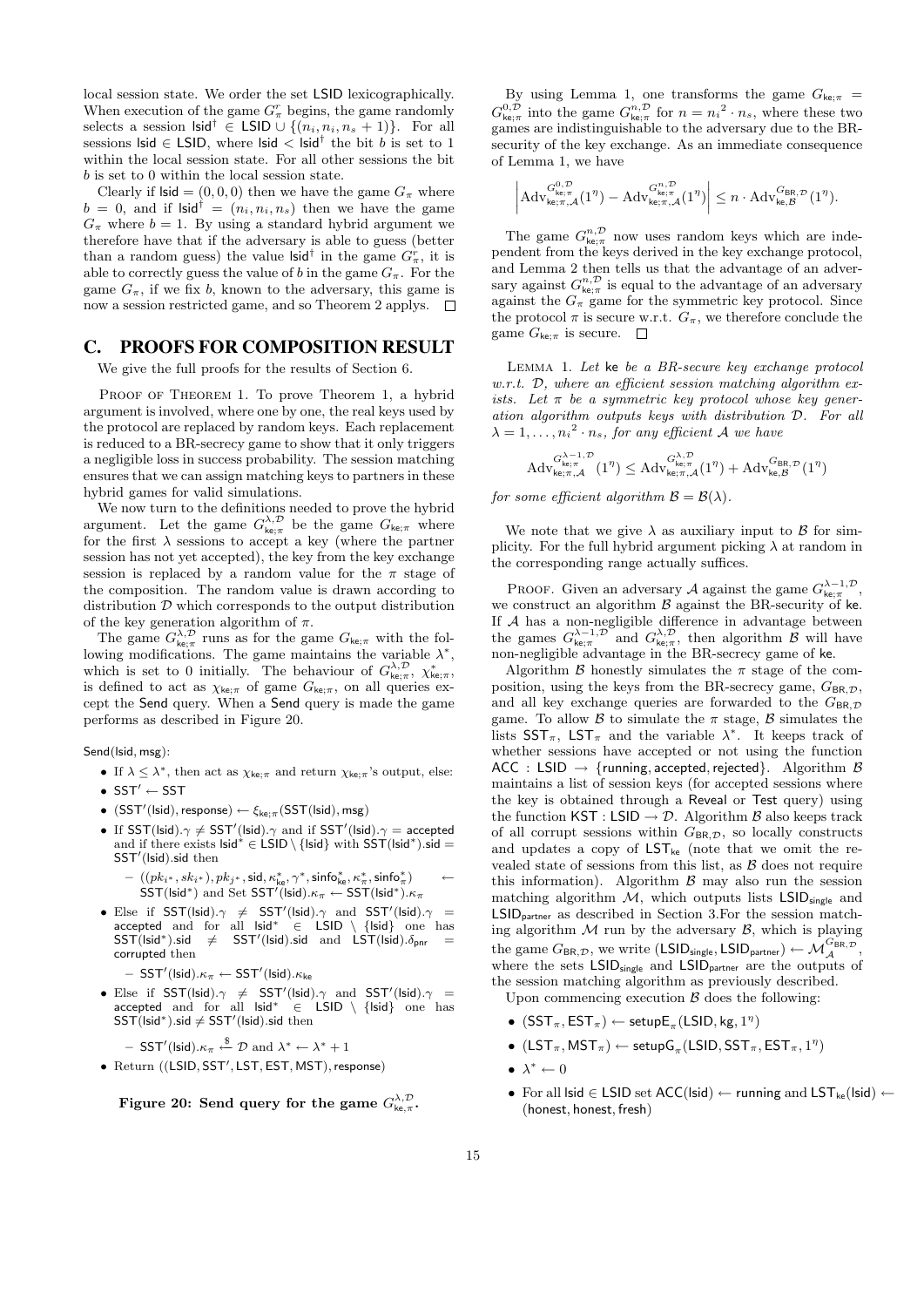local session state. We order the set LSID lexicographically. When execution of the game $G^r_\pi$ begins, the game randomly selects a session $\mathsf{lsid}^\dagger \in \mathsf{LSID} \cup \{(n_i, n_i, n_s+1)\}$. For all sessions $\mathsf{lsid} \in \mathsf{LSID}$, where $\mathsf{lsid} < \mathsf{lsid}^\dagger$ the bit $b$ is set to 1 within the local session state. For all other sessions the bit $b$ is set to 0 within the local session state.

Clearly if $\mathsf{lsid} = (0,0,0)$ then we have the game $G_\pi$ where $b = 0$, and if $\mathsf{lsid}^\dagger = (n_i, n_i, n_s)$ then we have the game $G_\pi$ where $b = 1$. By using a standard hybrid argument we therefore have that if the adversary is able to guess (better than a random guess) the value $\mathsf{lsid}^\dagger$ in the game $G^r_\pi$, it is able to correctly guess the value of $b$ in the game $G_\pi$. For the game $G_\pi$, if we fix $b$, known to the adversary, this game is now a session restricted game, and so Theorem 2 applys. $\square$

## C. PROOFS FOR COMPOSITION RESULT

We give the full proofs for the results of Section 6.

Proof of Theorem 1. To prove Theorem 1, a hybrid argument is involved, where one by one, the real keys used by the protocol are replaced by random keys. Each replacement is reduced to a BR-secrecy game to show that it only triggers a negligible loss in success probability. The session matching ensures that we can assign matching keys to partners in these hybrid games for valid simulations.

We now turn to the definitions needed to prove the hybrid argument. Let the game $G^{\lambda,\mathcal{D}}_{\mathsf{ke};\pi}$ be the game $G_{\mathsf{ke};\pi}$ where for the first $\lambda$ sessions to accept a key (where the partner session has not yet accepted), the key from the key exchange session is replaced by a random value for the $\pi$ stage of the composition. The random value is drawn according to distribution $\mathcal{D}$ which corresponds to the output distribution of the key generation algorithm of $\pi$.

The game $G^{\lambda,\mathcal{D}}_{\mathsf{ke};\pi}$ runs as for the game $G_{\mathsf{ke};\pi}$ with the following modifications. The game maintains the variable $\lambda^*$, which is set to 0 initially. The behaviour of $G^{\lambda,\mathcal{D}}_{\mathsf{ke};\pi}$, $\chi^*_{\mathsf{ke};\pi}$, is defined to act as $\chi_{\mathsf{ke};\pi}$ of game $G_{\mathsf{ke};\pi}$, on all queries except the Send query. When a Send query is made the game performs as described in Figure 20.

$\mathsf{Send}(\mathsf{lsid}, \mathsf{msg})$:

- If $\lambda \leq \lambda^*$, then act as $\chi_{\mathsf{ke};\pi}$ and return $\chi_{\mathsf{ke};\pi}$'s output, else:
- $\mathsf{SST}' \leftarrow \mathsf{SST}$
- $(\mathsf{SST}'(\mathsf{lsid}), \mathsf{response}) \leftarrow \xi_{\mathsf{ke};\pi}(\mathsf{SST}(\mathsf{lsid}), \mathsf{msg})$
- If $\mathsf{SST}(\mathsf{lsid}).\gamma \neq \mathsf{SST}'(\mathsf{lsid}).\gamma$ and if $\mathsf{SST}'(\mathsf{lsid}).\gamma = \mathsf{accepted}$ and if there exists $\mathsf{lsid}^* \in \mathsf{LSID} \setminus \{\mathsf{lsid}\}$ with $\mathsf{SST}(\mathsf{lsid}^*).\mathsf{sid} = \mathsf{SST}'(\mathsf{lsid}).\mathsf{sid}$ then
  - $((pk_{i^*}, sk_{i^*}), pk_{j^*}, \mathsf{sid}, \kappa^*_{\mathsf{ke}}, \gamma^*, \mathsf{sinfo}^*_{\mathsf{ke}}, \kappa^*_\pi, \mathsf{sinfo}^*_\pi) \leftarrow \mathsf{SST}(\mathsf{lsid}^*)$ and Set $\mathsf{SST}'(\mathsf{lsid}).\kappa_\pi \leftarrow \mathsf{SST}(\mathsf{lsid}^*).\kappa_\pi$
- Else if $\mathsf{SST}(\mathsf{lsid}).\gamma \neq \mathsf{SST}'(\mathsf{lsid}).\gamma$ and $\mathsf{SST}'(\mathsf{lsid}).\gamma = \mathsf{accepted}$ and for all $\mathsf{lsid}^* \in \mathsf{LSID} \setminus \{\mathsf{lsid}\}$ one has $\mathsf{SST}(\mathsf{lsid}^*).\mathsf{sid} \neq \mathsf{SST}'(\mathsf{lsid}).\mathsf{sid}$ and $\mathsf{LST}(\mathsf{lsid}).\delta_{\mathsf{pnr}} = \mathsf{corrupted}$ then
  - $\mathsf{SST}'(\mathsf{lsid}).\kappa_\pi \leftarrow \mathsf{SST}'(\mathsf{lsid}).\kappa_{\mathsf{ke}}$
- Else if $\mathsf{SST}(\mathsf{lsid}).\gamma \neq \mathsf{SST}'(\mathsf{lsid}).\gamma$ and $\mathsf{SST}'(\mathsf{lsid}).\gamma = \mathsf{accepted}$ and for all $\mathsf{lsid}^* \in \mathsf{LSID} \setminus \{\mathsf{lsid}\}$ one has $\mathsf{SST}(\mathsf{lsid}^*).\mathsf{sid} \neq \mathsf{SST}'(\mathsf{lsid}).\mathsf{sid}$ then
  - $\mathsf{SST}'(\mathsf{lsid}).\kappa_\pi \xleftarrow{\$} \mathcal{D}$ and $\lambda^* \leftarrow \lambda^* + 1$
- Return $((\mathsf{LSID}, \mathsf{SST}', \mathsf{LST}, \mathsf{EST}, \mathsf{MST}), \mathsf{response})$

**Figure 20: Send query for the game $G^{\lambda,\mathcal{D}}_{\mathsf{ke},\pi}$.**

By using Lemma 1, one transforms the game $G_{\mathsf{ke};\pi} = G^{0,\mathcal{D}}_{\mathsf{ke};\pi}$ into the game $G^{n,\mathcal{D}}_{\mathsf{ke};\pi}$ for $n = {n_i}^2 \cdot n_s$, where these two games are indistinguishable to the adversary due to the BR-security of the key exchange. As an immediate consequence of Lemma 1, we have

$$\left| \mathrm{Adv}^{G^{0,\mathcal{D}}_{\mathsf{ke};\pi}}_{\mathsf{ke};\pi,\mathcal{A}}(1^\eta) - \mathrm{Adv}^{G^{n,\mathcal{D}}_{\mathsf{ke};\pi}}_{\mathsf{ke};\pi,\mathcal{A}}(1^\eta) \right| \leq n \cdot \mathrm{Adv}^{G_{\mathsf{BR},\mathcal{D}}}_{\mathsf{ke},\mathcal{B}}(1^\eta).$$

The game $G^{n,\mathcal{D}}_{\mathsf{ke};\pi}$ now uses random keys which are independent from the keys derived in the key exchange protocol, and Lemma 2 then tells us that the advantage of an adversary against $G^{n,\mathcal{D}}_{\mathsf{ke};\pi}$ is equal to the advantage of an adversary against the $G_\pi$ game for the symmetric key protocol. Since the protocol $\pi$ is secure w.r.t. $G_\pi$, we therefore conclude the game $G_{\mathsf{ke};\pi}$ is secure. $\square$

Lemma 1. *Let* $\mathsf{ke}$ *be a BR-secure key exchange protocol w.r.t.* $\mathcal{D}$*, where an efficient session matching algorithm exists. Let* $\pi$ *be a symmetric key protocol whose key generation algorithm outputs keys with distribution* $\mathcal{D}$*. For all* $\lambda = 1, \ldots, {n_i}^2 \cdot n_s$*, for any efficient* $\mathcal{A}$ *we have*

$$\mathrm{Adv}^{G^{\lambda-1,\mathcal{D}}_{\mathsf{ke};\pi}}_{\mathsf{ke};\pi,\mathcal{A}}(1^\eta) \leq \mathrm{Adv}^{G^{\lambda,\mathcal{D}}_{\mathsf{ke};\pi}}_{\mathsf{ke};\pi,\mathcal{A}}(1^\eta) + \mathrm{Adv}^{G_{\mathsf{BR},\mathcal{D}}}_{\mathsf{ke},\mathcal{B}}(1^\eta)$$

*for some efficient algorithm* $\mathcal{B} = \mathcal{B}(\lambda)$*.*

We note that we give $\lambda$ as auxiliary input to $\mathcal{B}$ for simplicity. For the full hybrid argument picking $\lambda$ at random in the corresponding range actually suffices.

Proof. Given an adversary $\mathcal{A}$ against the game $G^{\lambda-1,\mathcal{D}}_{\mathsf{ke};\pi}$, we construct an algorithm $\mathcal{B}$ against the BR-security of $\mathsf{ke}$. If $\mathcal{A}$ has a non-negligible difference in advantage between the games $G^{\lambda-1,\mathcal{D}}_{\mathsf{ke};\pi}$ and $G^{\lambda,\mathcal{D}}_{\mathsf{ke};\pi}$, then algorithm $\mathcal{B}$ will have non-negligible advantage in the BR-secrecy game of $\mathsf{ke}$.

Algorithm $\mathcal{B}$ honestly simulates the $\pi$ stage of the composition, using the keys from the BR-secrecy game, $G_{\mathsf{BR},\mathcal{D}}$, and all key exchange queries are forwarded to the $G_{\mathsf{BR},\mathcal{D}}$ game. To allow $\mathcal{B}$ to simulate the $\pi$ stage, $\mathcal{B}$ simulates the lists $\mathsf{SST}_\pi$, $\mathsf{LST}_\pi$ and the variable $\lambda^*$. It keeps track of whether sessions have accepted or not using the function $\mathsf{ACC} : \mathsf{LSID} \to \{\mathsf{running}, \mathsf{accepted}, \mathsf{rejected}\}$. Algorithm $\mathcal{B}$ maintains a list of session keys (for accepted sessions where the key is obtained through a Reveal or Test query) using the function $\mathsf{KST} : \mathsf{LSID} \to \mathcal{D}$. Algorithm $\mathcal{B}$ also keeps track of all corrupt sessions within $G_{\mathsf{BR},\mathcal{D}}$, so locally constructs and updates a copy of $\mathsf{LST}_{\mathsf{ke}}$ (note that we omit the revealed state of sessions from this list, as $\mathcal{B}$ does not require this information). Algorithm $\mathcal{B}$ may also run the session matching algorithm $\mathcal{M}$, which outputs lists $\mathsf{LSID}_{\mathsf{single}}$ and $\mathsf{LSID}_{\mathsf{partner}}$ as described in Section 3.For the session matching algorithm $\mathcal{M}$ run by the adversary $\mathcal{B}$, which is playing the game $G_{\mathsf{BR},\mathcal{D}}$, we write $(\mathsf{LSID}_{\mathsf{single}}, \mathsf{LSID}_{\mathsf{partner}}) \leftarrow \mathcal{M}^{G_{\mathsf{BR},\mathcal{D}}}_{\mathcal{A}}$, where the sets $\mathsf{LSID}_{\mathsf{single}}$, $\mathsf{LSID}_{\mathsf{partner}}$ are the outputs of the session matching algorithm as previously described.

Upon commencing execution $\mathcal{B}$ does the following:

- $(\mathsf{SST}_\pi, \mathsf{EST}_\pi) \leftarrow \mathsf{setupE}_\pi(\mathsf{LSID}, \mathsf{kg}, 1^\eta)$
- $(\mathsf{LST}_\pi, \mathsf{MST}_\pi) \leftarrow \mathsf{setupG}_\pi(\mathsf{LSID}, \mathsf{SST}_\pi, \mathsf{EST}_\pi, 1^\eta)$
- $\lambda^* \leftarrow 0$
- For all $\mathsf{lsid} \in \mathsf{LSID}$ set $\mathsf{ACC}(\mathsf{lsid}) \leftarrow \mathsf{running}$ and $\mathsf{LST}_{\mathsf{ke}}(\mathsf{lsid}) \leftarrow (\mathsf{honest}, \mathsf{honest}, \mathsf{fresh})$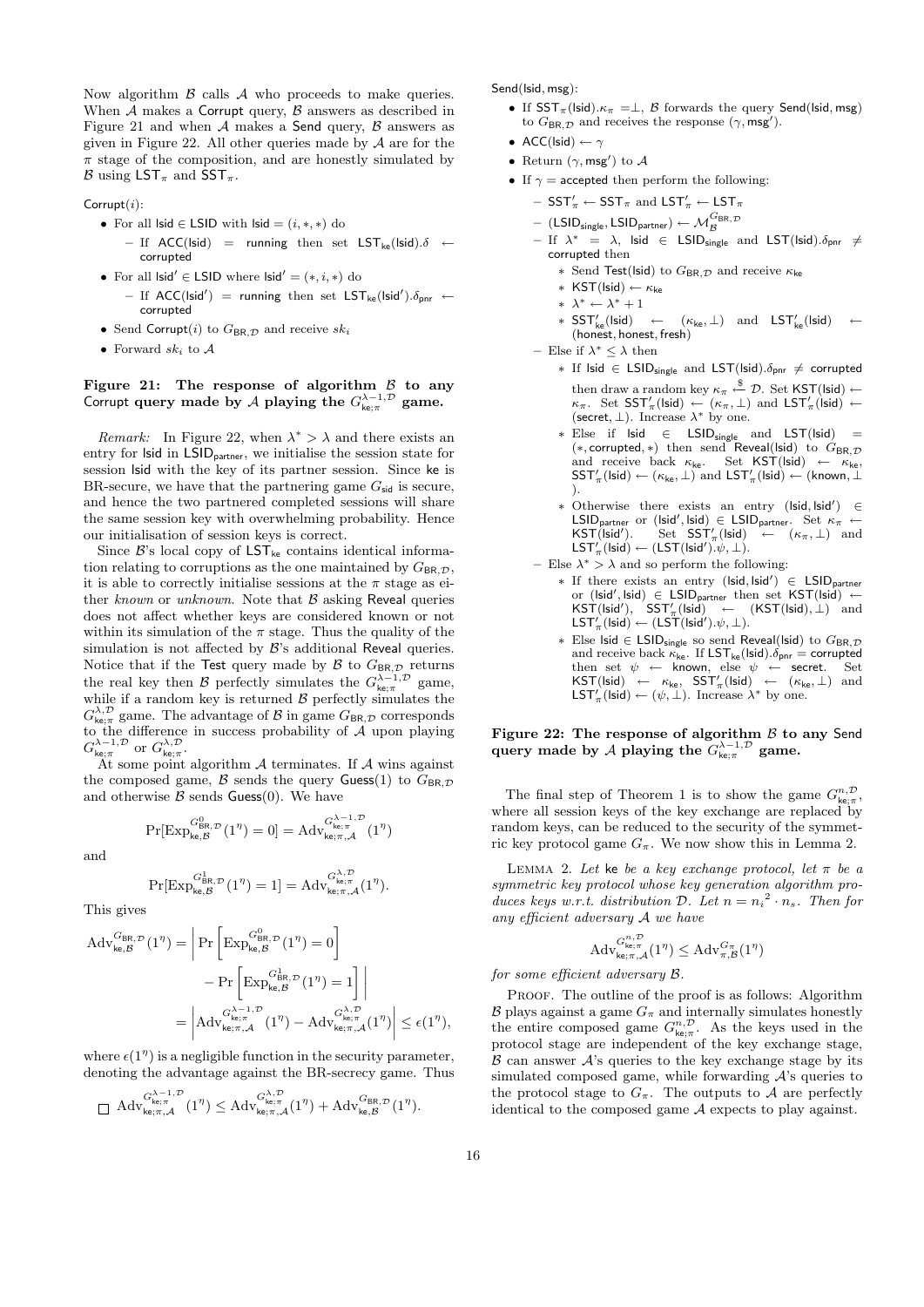Now algorithm $\mathcal{B}$ calls $\mathcal{A}$ who proceeds to make queries. When $\mathcal{A}$ makes a Corrupt query, $\mathcal{B}$ answers as described in Figure 21 and when $\mathcal{A}$ makes a Send query, $\mathcal{B}$ answers as given in Figure 22. All other queries made by $\mathcal{A}$ are for the $\pi$ stage of the composition, and are honestly simulated by $\mathcal{B}$ using $\mathsf{LST}_\pi$ and $\mathsf{SST}_\pi$.

Corrupt($i$):

- For all lsid $\in$ LSID with lsid $= (i, *, *)$ do
  - If ACC(lsid) = running then set $\mathsf{LST}_{\mathsf{ke}}(\mathsf{lsid}).\delta \leftarrow$ corrupted
- For all lsid′ $\in$ LSID where lsid′ $= (*, i, *)$ do
  - If ACC(lsid′) = running then set $\mathsf{LST}_{\mathsf{ke}}(\mathsf{lsid}').\delta_{\mathsf{pnr}} \leftarrow$ corrupted
- Send Corrupt($i$) to $G_{\mathsf{BR},\mathcal{D}}$ and receive $sk_i$
- Forward $sk_i$ to $\mathcal{A}$

**Figure 21: The response of algorithm $\mathcal{B}$ to any Corrupt query made by $\mathcal{A}$ playing the $G^{\lambda-1,\mathcal{D}}_{\mathsf{ke};\pi}$ game.**

*Remark:* In Figure 22, when $\lambda^* > \lambda$ and there exists an entry for lsid in $\mathsf{LSID}_{\mathsf{partner}}$, we initialise the session state for session lsid with the key of its partner session. Since ke is BR-secure, we have that the partnering game $G_{\mathsf{sid}}$ is secure, and hence the two partnered completed sessions will share the same session key with overwhelming probability. Hence our initialisation of session keys is correct.

Since $\mathcal{B}$'s local copy of $\mathsf{LST}_{\mathsf{ke}}$ contains identical information relating to corruptions as the one maintained by $G_{\mathsf{BR},\mathcal{D}}$, it is able to correctly initialise sessions at the $\pi$ stage as either *known* or *unknown*. Note that $\mathcal{B}$ asking Reveal queries does not affect whether keys are considered known or not within its simulation of the $\pi$ stage. Thus the quality of the simulation is not affected by $\mathcal{B}$'s additional Reveal queries. Notice that if the Test query made by $\mathcal{B}$ to $G_{\mathsf{BR},\mathcal{D}}$ returns the real key then $\mathcal{B}$ perfectly simulates the $G^{\lambda-1,\mathcal{D}}_{\mathsf{ke};\pi}$ game, while if a random key is returned $\mathcal{B}$ perfectly simulates the $G^{\lambda,\mathcal{D}}_{\mathsf{ke};\pi}$ game. The advantage of $\mathcal{B}$ in game $G_{\mathsf{BR},\mathcal{D}}$ corresponds to the difference in success probability of $\mathcal{A}$ upon playing $G^{\lambda-1,\mathcal{D}}_{\mathsf{ke};\pi}$ or $G^{\lambda,\mathcal{D}}_{\mathsf{ke};\pi}$.

At some point algorithm $\mathcal{A}$ terminates. If $\mathcal{A}$ wins against the composed game, $\mathcal{B}$ sends the query Guess(1) to $G_{\mathsf{BR},\mathcal{D}}$ and otherwise $\mathcal{B}$ sends Guess(0). We have

$$\Pr[\mathrm{Exp}^{G^0_{\mathsf{BR},\mathcal{D}}}_{\mathsf{ke},\mathcal{B}}(1^\eta) = 0] = \mathrm{Adv}^{G^{\lambda-1,\mathcal{D}}_{\mathsf{ke};\pi}}_{\mathsf{ke};\pi,\mathcal{A}}(1^\eta)$$

and

$$\Pr[\mathrm{Exp}^{G^1_{\mathsf{BR},\mathcal{D}}}_{\mathsf{ke},\mathcal{B}}(1^\eta) = 1] = \mathrm{Adv}^{G^{\lambda,\mathcal{D}}_{\mathsf{ke};\pi}}_{\mathsf{ke};\pi,\mathcal{A}}(1^\eta).$$

This gives

$$\begin{aligned}\mathrm{Adv}^{G_{\mathsf{BR},\mathcal{D}}}_{\mathsf{ke},\mathcal{B}}(1^\eta) &= \Bigg| \Pr\left[\mathrm{Exp}^{G^0_{\mathsf{BR},\mathcal{D}}}_{\mathsf{ke},\mathcal{B}}(1^\eta) = 0\right] \\ &\quad - \Pr\left[\mathrm{Exp}^{G^1_{\mathsf{BR},\mathcal{D}}}_{\mathsf{ke},\mathcal{B}}(1^\eta) = 1\right] \Bigg| \\ &= \left|\mathrm{Adv}^{G^{\lambda-1,\mathcal{D}}_{\mathsf{ke};\pi}}_{\mathsf{ke};\pi,\mathcal{A}}(1^\eta) - \mathrm{Adv}^{G^{\lambda,\mathcal{D}}_{\mathsf{ke};\pi}}_{\mathsf{ke};\pi,\mathcal{A}}(1^\eta)\right| \le \epsilon(1^\eta),\end{aligned}$$

where $\epsilon(1^\eta)$ is a negligible function in the security parameter, denoting the advantage against the BR-secrecy game. Thus

$$\mathrm{Adv}^{G^{\lambda-1,\mathcal{D}}_{\mathsf{ke};\pi}}_{\mathsf{ke};\pi,\mathcal{A}}(1^\eta) \le \mathrm{Adv}^{G^{\lambda,\mathcal{D}}_{\mathsf{ke};\pi}}_{\mathsf{ke};\pi,\mathcal{A}}(1^\eta) + \mathrm{Adv}^{G_{\mathsf{BR},\mathcal{D}}}_{\mathsf{ke},\mathcal{B}}(1^\eta).$$

□

Send(lsid, msg):

- If $\mathsf{SST}_\pi(\mathsf{lsid}).\kappa_\pi = \perp$, $\mathcal{B}$ forwards the query Send(lsid, msg) to $G_{\mathsf{BR},\mathcal{D}}$ and receives the response $(\gamma, \mathsf{msg}')$.
- ACC(lsid) $\leftarrow \gamma$
- Return $(\gamma, \mathsf{msg}')$ to $\mathcal{A}$
- If $\gamma =$ accepted then perform the following:
  - $\mathsf{SST}'_\pi \leftarrow \mathsf{SST}_\pi$ and $\mathsf{LST}'_\pi \leftarrow \mathsf{LST}_\pi$
  - $(\mathsf{LSID}_{\mathsf{single}}, \mathsf{LSID}_{\mathsf{partner}}) \leftarrow \mathcal{M}^{G_{\mathsf{BR},\mathcal{D}}}_{\mathcal{B}}$
  - If $\lambda^* = \lambda$, lsid $\in \mathsf{LSID}_{\mathsf{single}}$ and $\mathsf{LST}(\mathsf{lsid}).\delta_{\mathsf{pnr}} \neq$ corrupted then
    - Send Test(lsid) to $G_{\mathsf{BR},\mathcal{D}}$ and receive $\kappa_{\mathsf{ke}}$
    - KST(lsid) $\leftarrow \kappa_{\mathsf{ke}}$
    - $\lambda^* \leftarrow \lambda^* + 1$
    - $\mathsf{SST}'_{\mathsf{ke}}(\mathsf{lsid}) \leftarrow (\kappa_{\mathsf{ke}}, \perp)$ and $\mathsf{LST}'_{\mathsf{ke}}(\mathsf{lsid}) \leftarrow$ (honest, honest, fresh)
  - Else if $\lambda^* \le \lambda$ then
    - If lsid $\in \mathsf{LSID}_{\mathsf{single}}$ and $\mathsf{LST}(\mathsf{lsid}).\delta_{\mathsf{pnr}} \neq$ corrupted then draw a random key $\kappa_\pi \xleftarrow{\$} \mathcal{D}$. Set KST(lsid) $\leftarrow \kappa_\pi$. Set $\mathsf{SST}'_\pi(\mathsf{lsid}) \leftarrow (\kappa_\pi, \perp)$ and $\mathsf{LST}'_\pi(\mathsf{lsid}) \leftarrow$ (secret, $\perp$). Increase $\lambda^*$ by one.
    - Else if lsid $\in \mathsf{LSID}_{\mathsf{single}}$ and LST(lsid) $=$ $(*, \mathsf{corrupted}, *)$ then send Reveal(lsid) to $G_{\mathsf{BR},\mathcal{D}}$ and receive back $\kappa_{\mathsf{ke}}$. Set KST(lsid) $\leftarrow \kappa_{\mathsf{ke}}$, $\mathsf{SST}'_\pi(\mathsf{lsid}) \leftarrow (\kappa_{\mathsf{ke}}, \perp)$ and $\mathsf{LST}'_\pi(\mathsf{lsid}) \leftarrow$ (known, $\perp$).
    - Otherwise there exists an entry (lsid, lsid′) $\in \mathsf{LSID}_{\mathsf{partner}}$ or (lsid′, lsid) $\in \mathsf{LSID}_{\mathsf{partner}}$. Set $\kappa_\pi \leftarrow$ KST(lsid′). Set $\mathsf{SST}'_\pi(\mathsf{lsid}) \leftarrow (\kappa_\pi, \perp)$ and $\mathsf{LST}'_\pi(\mathsf{lsid}) \leftarrow (\mathsf{LST}(\mathsf{lsid}').\psi, \perp)$.
  - Else $\lambda^* > \lambda$ and so perform the following:
    - If there exists an entry (lsid, lsid′) $\in \mathsf{LSID}_{\mathsf{partner}}$ or (lsid′, lsid) $\in \mathsf{LSID}_{\mathsf{partner}}$ then set KST(lsid) $\leftarrow$ KST(lsid′), $\mathsf{SST}'_\pi(\mathsf{lsid}) \leftarrow (\mathsf{KST}(\mathsf{lsid}), \perp)$ and $\mathsf{LST}'_\pi(\mathsf{lsid}) \leftarrow (\mathsf{LST}(\mathsf{lsid}').\psi, \perp)$.
    - Else lsid $\in \mathsf{LSID}_{\mathsf{single}}$ so send Reveal(lsid) to $G_{\mathsf{BR},\mathcal{D}}$ and receive back $\kappa_{\mathsf{ke}}$. If $\mathsf{LST}_{\mathsf{ke}}(\mathsf{lsid}).\delta_{\mathsf{pnr}} =$ corrupted then set $\psi \leftarrow$ known, else $\psi \leftarrow$ secret. Set KST(lsid) $\leftarrow \kappa_{\mathsf{ke}}$, $\mathsf{SST}'_\pi(\mathsf{lsid}) \leftarrow (\kappa_{\mathsf{ke}}, \perp)$ and $\mathsf{LST}'_\pi(\mathsf{lsid}) \leftarrow (\psi, \perp)$. Increase $\lambda^*$ by one.

**Figure 22: The response of algorithm $\mathcal{B}$ to any Send query made by $\mathcal{A}$ playing the $G^{\lambda-1,\mathcal{D}}_{\mathsf{ke};\pi}$ game.**

The final step of Theorem 1 is to show the game $G^{n,\mathcal{D}}_{\mathsf{ke};\pi}$, where all session keys of the key exchange are replaced by random keys, can be reduced to the security of the symmetric key protocol game $G_\pi$. We now show this in Lemma 2.

Lemma 2. *Let* ke *be a key exchange protocol, let $\pi$ be a symmetric key protocol whose key generation algorithm produces keys w.r.t. distribution $\mathcal{D}$. Let $n = {n_i}^2 \cdot n_s$. Then for any efficient adversary $\mathcal{A}$ we have*

$$\mathrm{Adv}^{G^{n,\mathcal{D}}_{\mathsf{ke};\pi}}_{\mathsf{ke};\pi,\mathcal{A}}(1^\eta) \le \mathrm{Adv}^{G_\pi}_{\pi,\mathcal{B}}(1^\eta)$$

*for some efficient adversary $\mathcal{B}$.*

Proof. The outline of the proof is as follows: Algorithm $\mathcal{B}$ plays against a game $G_\pi$ and internally simulates honestly the entire composed game $G^{n,\mathcal{D}}_{\mathsf{ke};\pi}$. As the keys used in the protocol stage are independent of the key exchange stage, $\mathcal{B}$ can answer $\mathcal{A}$'s queries to the key exchange stage by its simulated composed game, while forwarding $\mathcal{A}$'s queries to the protocol stage to $G_\pi$. The outputs to $\mathcal{A}$ are perfectly identical to the composed game $\mathcal{A}$ expects to play against.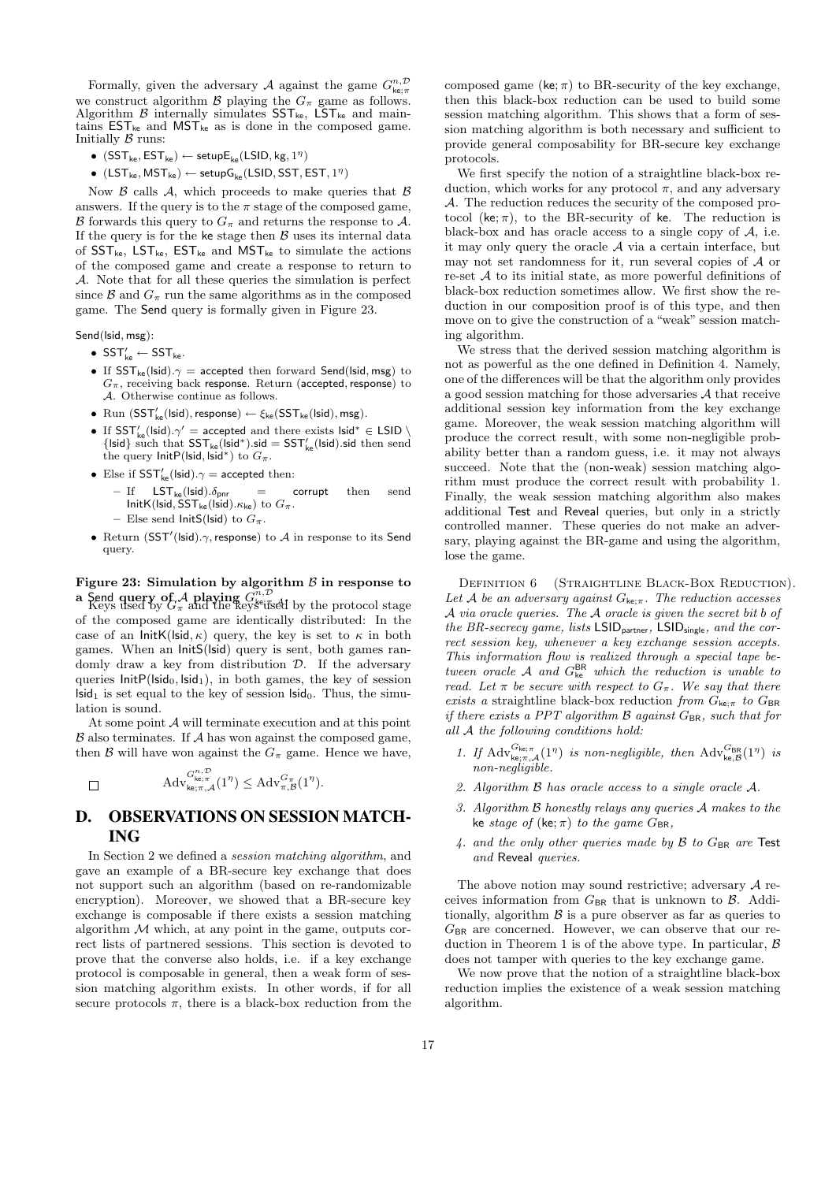Formally, given the adversary $\mathcal{A}$ against the game $G^{n,\mathcal{D}}_{\mathsf{ke};\pi}$ we construct algorithm $\mathcal{B}$ playing the $G_\pi$ game as follows. Algorithm $\mathcal{B}$ internally simulates $\mathsf{SST}_{\mathsf{ke}}$, $\mathsf{LST}_{\mathsf{ke}}$ and maintains $\mathsf{EST}_{\mathsf{ke}}$ and $\mathsf{MST}_{\mathsf{ke}}$ as is done in the composed game. Initially $\mathcal{B}$ runs:

- $(\mathsf{SST}_{\mathsf{ke}}, \mathsf{EST}_{\mathsf{ke}}) \leftarrow \mathsf{setupE}_{\mathsf{ke}}(\mathsf{LSID}, \mathsf{kg}, 1^\eta)$
- $(\mathsf{LST}_{\mathsf{ke}}, \mathsf{MST}_{\mathsf{ke}}) \leftarrow \mathsf{setupG}_{\mathsf{ke}}(\mathsf{LSID}, \mathsf{SST}, \mathsf{EST}, 1^\eta)$

Now $\mathcal{B}$ calls $\mathcal{A}$, which proceeds to make queries that $\mathcal{B}$ answers. If the query is to the $\pi$ stage of the composed game, $\mathcal{B}$ forwards this query to $G_\pi$ and returns the response to $\mathcal{A}$. If the query is for the ke stage then $\mathcal{B}$ uses its internal data of $\mathsf{SST}_{\mathsf{ke}}$, $\mathsf{LST}_{\mathsf{ke}}$, $\mathsf{EST}_{\mathsf{ke}}$ and $\mathsf{MST}_{\mathsf{ke}}$ to simulate the actions of the composed game and create a response to return to $\mathcal{A}$. Note that for all these queries the simulation is perfect since $\mathcal{B}$ and $G_\pi$ run the same algorithms as in the composed game. The Send query is formally given in Figure 23.

Send(lsid, msg):

- $\mathsf{SST}'_{\mathsf{ke}} \leftarrow \mathsf{SST}_{\mathsf{ke}}$.
- If $\mathsf{SST}_{\mathsf{ke}}(\mathsf{lsid}).\gamma = \mathsf{accepted}$ then forward Send(lsid, msg) to $G_\pi$, receiving back response. Return (accepted, response) to $\mathcal{A}$. Otherwise continue as follows.
- Run $(\mathsf{SST}'_{\mathsf{ke}}(\mathsf{lsid}), \mathsf{response}) \leftarrow \xi_{\mathsf{ke}}(\mathsf{SST}_{\mathsf{ke}}(\mathsf{lsid}), \mathsf{msg})$.
- If $\mathsf{SST}'_{\mathsf{ke}}(\mathsf{lsid}).\gamma' = \mathsf{accepted}$ and there exists $\mathsf{lsid}^* \in \mathsf{LSID} \setminus \{\mathsf{lsid}\}$ such that $\mathsf{SST}_{\mathsf{ke}}(\mathsf{lsid}^*).\mathsf{sid} = \mathsf{SST}'_{\mathsf{ke}}(\mathsf{lsid}).\mathsf{sid}$ then send the query $\mathsf{InitP}(\mathsf{lsid}, \mathsf{lsid}^*)$ to $G_\pi$.
- Else if $\mathsf{SST}'_{\mathsf{ke}}(\mathsf{lsid}).\gamma = \mathsf{accepted}$ then:
  - If $\mathsf{LST}_{\mathsf{ke}}(\mathsf{lsid}).\delta_{\mathsf{pnr}} = \mathsf{corrupt}$ then send $\mathsf{InitK}(\mathsf{lsid}, \mathsf{SST}_{\mathsf{ke}}(\mathsf{lsid}).\kappa_{\mathsf{ke}})$ to $G_\pi$.
  - Else send InitS(lsid) to $G_\pi$.
- Return $(\mathsf{SST}'(\mathsf{lsid}).\gamma, \mathsf{response})$ to $\mathcal{A}$ in response to its Send query.

**Figure 23: Simulation by algorithm $\mathcal{B}$ in response to a Send query of $\mathcal{A}$ playing $G^{n,\mathcal{D}}_{\mathsf{ke};\pi}$.**

Keys used by $G_\pi$ and the keys used by the protocol stage of the composed game are identically distributed: In the case of an $\mathsf{InitK}(\mathsf{lsid}, \kappa)$ query, the key is set to $\kappa$ in both games. When an InitS(lsid) query is sent, both games randomly draw a key from distribution $\mathcal{D}$. If the adversary queries $\mathsf{InitP}(\mathsf{lsid}_0, \mathsf{lsid}_1)$, in both games, the key of session $\mathsf{lsid}_1$ is set equal to the key of session $\mathsf{lsid}_0$. Thus, the simulation is sound.

At some point $\mathcal{A}$ will terminate execution and at this point $\mathcal{B}$ also terminates. If $\mathcal{A}$ has won against the composed game, then $\mathcal{B}$ will have won against the $G_\pi$ game. Hence we have,

$$\mathrm{Adv}^{G^{n,\mathcal{D}}_{\mathsf{ke};\pi}}_{\mathsf{ke};\pi,\mathcal{A}}(1^\eta) \leq \mathrm{Adv}^{G_\pi}_{\pi,\mathcal{B}}(1^\eta).$$

□

## D. OBSERVATIONS ON SESSION MATCHING

In Section 2 we defined a *session matching algorithm*, and gave an example of a BR-secure key exchange that does not support such an algorithm (based on re-randomizable encryption). Moreover, we showed that a BR-secure key exchange is composable if there exists a session matching algorithm $\mathcal{M}$ which, at any point in the game, outputs correct lists of partnered sessions. This section is devoted to prove that the converse also holds, i.e. if a key exchange protocol is composable in general, then a weak form of session matching algorithm exists. In other words, if for all secure protocols $\pi$, there is a black-box reduction from the composed game $(\mathsf{ke};\pi)$ to BR-security of the key exchange, then this black-box reduction can be used to build some session matching algorithm. This shows that a form of session matching algorithm is both necessary and sufficient to provide general composability for BR-secure key exchange protocols.

We first specify the notion of a straightline black-box reduction, which works for any protocol $\pi$, and any adversary $\mathcal{A}$. The reduction reduces the security of the composed protocol $(\mathsf{ke};\pi)$, to the BR-security of ke. The reduction is black-box and has oracle access to a single copy of $\mathcal{A}$, i.e. it may only query the oracle $\mathcal{A}$ via a certain interface, but may not set randomness for it, run several copies of $\mathcal{A}$ or re-set $\mathcal{A}$ to its initial state, as more powerful definitions of black-box reduction sometimes allow. We first show the reduction in our composition proof is of this type, and then move on to give the construction of a "weak" session matching algorithm.

We stress that the derived session matching algorithm is not as powerful as the one defined in Definition 4. Namely, one of the differences will be that the algorithm only provides a good session matching for those adversaries $\mathcal{A}$ that receive additional session key information from the key exchange game. Moreover, the weak session matching algorithm will produce the correct result, with some non-negligible probability better than a random guess, i.e. it may not always succeed. Note that the (non-weak) session matching algorithm must produce the correct result with probability 1. Finally, the weak session matching algorithm also makes additional Test and Reveal queries, but only in a strictly controlled manner. These queries do not make an adversary, playing against the BR-game and using the algorithm, lose the game.

Definition 6 (Straightline Black-Box Reduction). *Let $\mathcal{A}$ be an adversary against $G_{\mathsf{ke};\pi}$. The reduction accesses $\mathcal{A}$ via oracle queries. The $\mathcal{A}$ oracle is given the secret bit $b$ of the BR-secrecy game, lists $\mathsf{LSID}_{\mathsf{partner}}$, $\mathsf{LSID}_{\mathsf{single}}$, and the correct session key, whenever a key exchange session accepts. This information flow is realized through a special tape between oracle $\mathcal{A}$ and $G^{\mathsf{BR}}_{\mathsf{ke}}$ which the reduction is unable to read. Let $\pi$ be secure with respect to $G_\pi$. We say that there exists a* straightline black-box reduction *from $G_{\mathsf{ke};\pi}$ to $G_{\mathsf{BR}}$ if there exists a PPT algorithm $\mathcal{B}$ against $G_{\mathsf{BR}}$, such that for all $\mathcal{A}$ the following conditions hold:*

1. *If $\mathrm{Adv}^{G_{\mathsf{ke};\pi}}_{\mathsf{ke};\pi,\mathcal{A}}(1^\eta)$ is non-negligible, then $\mathrm{Adv}^{G_{\mathsf{BR}}}_{\mathsf{ke},\mathcal{B}}(1^\eta)$ is non-negligible.*
2. *Algorithm $\mathcal{B}$ has oracle access to a single oracle $\mathcal{A}$.*
3. *Algorithm $\mathcal{B}$ honestly relays any queries $\mathcal{A}$ makes to the* ke *stage of $(\mathsf{ke};\pi)$ to the game $G_{\mathsf{BR}}$,*
4. *and the only other queries made by $\mathcal{B}$ to $G_{\mathsf{BR}}$ are* Test *and* Reveal *queries.*

The above notion may sound restrictive; adversary $\mathcal{A}$ receives information from $G_{\mathsf{BR}}$ that is unknown to $\mathcal{B}$. Additionally, algorithm $\mathcal{B}$ is a pure observer as far as queries to $G_{\mathsf{BR}}$ are concerned. However, we can observe that our reduction in Theorem 1 is of the above type. In particular, $\mathcal{B}$ does not tamper with queries to the key exchange game.

We now prove that the notion of a straightline black-box reduction implies the existence of a weak session matching algorithm.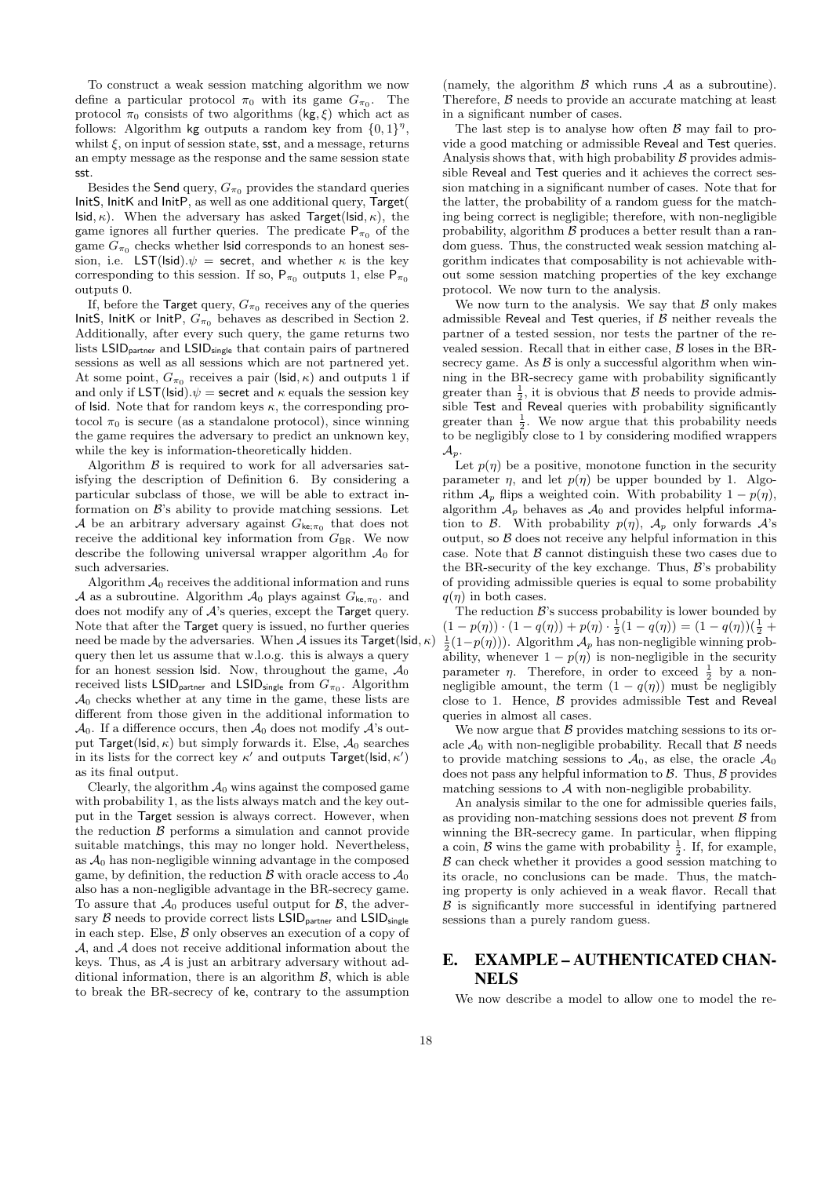To construct a weak session matching algorithm we now define a particular protocol $\pi_0$ with its game $G_{\pi_0}$. The protocol $\pi_0$ consists of two algorithms $(\mathsf{kg}, \xi)$ which act as follows: Algorithm $\mathsf{kg}$ outputs a random key from $\{0,1\}^\eta$, whilst $\xi$, on input of session state, $\mathsf{sst}$, and a message, returns an empty message as the response and the same session state $\mathsf{sst}$.

Besides the $\mathsf{Send}$ query, $G_{\pi_0}$ provides the standard queries $\mathsf{InitS}$, $\mathsf{InitK}$ and $\mathsf{InitP}$, as well as one additional query, $\mathsf{Target}(\mathsf{lsid}, \kappa)$. When the adversary has asked $\mathsf{Target}(\mathsf{lsid}, \kappa)$, the game ignores all further queries. The predicate $\mathsf{P}_{\pi_0}$ of the game $G_{\pi_0}$ checks whether $\mathsf{lsid}$ corresponds to an honest session, i.e. $\mathsf{LST}(\mathsf{lsid}).\psi = \mathsf{secret}$, and whether $\kappa$ is the key corresponding to this session. If so, $\mathsf{P}_{\pi_0}$ outputs 1, else $\mathsf{P}_{\pi_0}$ outputs 0.

If, before the $\mathsf{Target}$ query, $G_{\pi_0}$ receives any of the queries $\mathsf{InitS}$, $\mathsf{InitK}$ or $\mathsf{InitP}$, $G_{\pi_0}$ behaves as described in Section 2. Additionally, after every such query, the game returns two lists $\mathsf{LSID}_{\mathsf{partner}}$ and $\mathsf{LSID}_{\mathsf{single}}$ that contain pairs of partnered sessions as well as all sessions which are not partnered yet. At some point, $G_{\pi_0}$ receives a pair $(\mathsf{lsid}, \kappa)$ and outputs 1 if and only if $\mathsf{LST}(\mathsf{lsid}).\psi = \mathsf{secret}$ and $\kappa$ equals the session key of $\mathsf{lsid}$. Note that for random keys $\kappa$, the corresponding protocol $\pi_0$ is secure (as a standalone protocol), since winning the game requires the adversary to predict an unknown key, while the key is information-theoretically hidden.

Algorithm $\mathcal{B}$ is required to work for all adversaries satisfying the description of Definition 6. By considering a particular subclass of those, we will be able to extract information on $\mathcal{B}$'s ability to provide matching sessions. Let $\mathcal{A}$ be an arbitrary adversary against $G_{\mathsf{ke};\pi_0}$ that does not receive the additional key information from $G_{\mathsf{BR}}$. We now describe the following universal wrapper algorithm $\mathcal{A}_0$ for such adversaries.

Algorithm $\mathcal{A}_0$ receives the additional information and runs $\mathcal{A}$ as a subroutine. Algorithm $\mathcal{A}_0$ plays against $G_{\mathsf{ke},\pi_0}$. and does not modify any of $\mathcal{A}$'s queries, except the $\mathsf{Target}$ query. Note that after the $\mathsf{Target}$ query is issued, no further queries need be made by the adversaries. When $\mathcal{A}$ issues its $\mathsf{Target}(\mathsf{lsid}, \kappa)$ query then let us assume that w.l.o.g. this is always a query for an honest session $\mathsf{lsid}$. Now, throughout the game, $\mathcal{A}_0$ received lists $\mathsf{LSID}_{\mathsf{partner}}$ and $\mathsf{LSID}_{\mathsf{single}}$ from $G_{\pi_0}$. Algorithm $\mathcal{A}_0$ checks whether at any time in the game, these lists are different from those given in the additional information to $\mathcal{A}_0$. If a difference occurs, then $\mathcal{A}_0$ does not modify $\mathcal{A}$'s output $\mathsf{Target}(\mathsf{lsid}, \kappa)$ but simply forwards it. Else, $\mathcal{A}_0$ searches in its lists for the correct key $\kappa'$ and outputs $\mathsf{Target}(\mathsf{lsid}, \kappa')$ as its final output.

Clearly, the algorithm $\mathcal{A}_0$ wins against the composed game with probability 1, as the lists always match and the key output in the $\mathsf{Target}$ session is always correct. However, when the reduction $\mathcal{B}$ performs a simulation and cannot provide suitable matchings, this may no longer hold. Nevertheless, as $\mathcal{A}_0$ has non-negligible winning advantage in the composed game, by definition, the reduction $\mathcal{B}$ with oracle access to $\mathcal{A}_0$ also has a non-negligible advantage in the BR-secrecy game. To assure that $\mathcal{A}_0$ produces useful output for $\mathcal{B}$, the adversary $\mathcal{B}$ needs to provide correct lists $\mathsf{LSID}_{\mathsf{partner}}$ and $\mathsf{LSID}_{\mathsf{single}}$ in each step. Else, $\mathcal{B}$ only observes an execution of a copy of $\mathcal{A}$, and $\mathcal{A}$ does not receive additional information about the keys. Thus, as $\mathcal{A}$ is just an arbitrary adversary without additional information, there is an algorithm $\mathcal{B}$, which is able to break the BR-secrecy of $\mathsf{ke}$, contrary to the assumption (namely, the algorithm $\mathcal{B}$ which runs $\mathcal{A}$ as a subroutine). Therefore, $\mathcal{B}$ needs to provide an accurate matching at least in a significant number of cases.

The last step is to analyse how often $\mathcal{B}$ may fail to provide a good matching or admissible $\mathsf{Reveal}$ and $\mathsf{Test}$ queries. Analysis shows that, with high probability $\mathcal{B}$ provides admissible $\mathsf{Reveal}$ and $\mathsf{Test}$ queries and it achieves the correct session matching in a significant number of cases. Note that for the latter, the probability of a random guess for the matching being correct is negligible; therefore, with non-negligible probability, algorithm $\mathcal{B}$ produces a better result than a random guess. Thus, the constructed weak session matching algorithm indicates that composability is not achievable without some session matching properties of the key exchange protocol. We now turn to the analysis.

We now turn to the analysis. We say that $\mathcal{B}$ only makes admissible $\mathsf{Reveal}$ and $\mathsf{Test}$ queries, if $\mathcal{B}$ neither reveals the partner of a tested session, nor tests the partner of the revealed session. Recall that in either case, $\mathcal{B}$ loses in the BR-secrecy game. As $\mathcal{B}$ is only a successful algorithm when winning in the BR-secrecy game with probability significantly greater than $\frac{1}{2}$, it is obvious that $\mathcal{B}$ needs to provide admissible $\mathsf{Test}$ and $\mathsf{Reveal}$ queries with probability significantly greater than $\frac{1}{2}$. We now argue that this probability needs to be negligibly close to 1 by considering modified wrappers $\mathcal{A}_p$.

Let $p(\eta)$ be a positive, monotone function in the security parameter $\eta$, and let $p(\eta)$ be upper bounded by 1. Algorithm $\mathcal{A}_p$ flips a weighted coin. With probability $1 - p(\eta)$, algorithm $\mathcal{A}_p$ behaves as $\mathcal{A}_0$ and provides helpful information to $\mathcal{B}$. With probability $p(\eta)$, $\mathcal{A}_p$ only forwards $\mathcal{A}$'s output, so $\mathcal{B}$ does not receive any helpful information in this case. Note that $\mathcal{B}$ cannot distinguish these two cases due to the BR-security of the key exchange. Thus, $\mathcal{B}$'s probability of providing admissible queries is equal to some probability $q(\eta)$ in both cases.

The reduction $\mathcal{B}$'s success probability is lower bounded by $(1 - p(\eta)) \cdot (1 - q(\eta)) + p(\eta) \cdot \frac{1}{2}(1 - q(\eta)) = (1 - q(\eta))(\frac{1}{2} + \frac{1}{2}(1 - p(\eta)))$. Algorithm $\mathcal{A}_p$ has non-negligible winning probability, whenever $1 - p(\eta)$ is non-negligible in the security parameter $\eta$. Therefore, in order to exceed $\frac{1}{2}$ by a non-negligible amount, the term $(1 - q(\eta))$ must be negligibly close to 1. Hence, $\mathcal{B}$ provides admissible $\mathsf{Test}$ and $\mathsf{Reveal}$ queries in almost all cases.

We now argue that $\mathcal{B}$ provides matching sessions to its oracle $\mathcal{A}_0$ with non-negligible probability. Recall that $\mathcal{B}$ needs to provide matching sessions to $\mathcal{A}_0$, as else, the oracle $\mathcal{A}_0$ does not pass any helpful information to $\mathcal{B}$. Thus, $\mathcal{B}$ provides matching sessions to $\mathcal{A}$ with non-negligible probability.

An analysis similar to the one for admissible queries fails, as providing non-matching sessions does not prevent $\mathcal{B}$ from winning the BR-secrecy game. In particular, when flipping a coin, $\mathcal{B}$ wins the game with probability $\frac{1}{2}$. If, for example, $\mathcal{B}$ can check whether it provides a good session matching to its oracle, no conclusions can be made. Thus, the matching property is only achieved in a weak flavor. Recall that $\mathcal{B}$ is significantly more successful in identifying partnered sessions than a purely random guess.

# E. EXAMPLE – AUTHENTICATED CHANNELS

We now describe a model to allow one to model the re-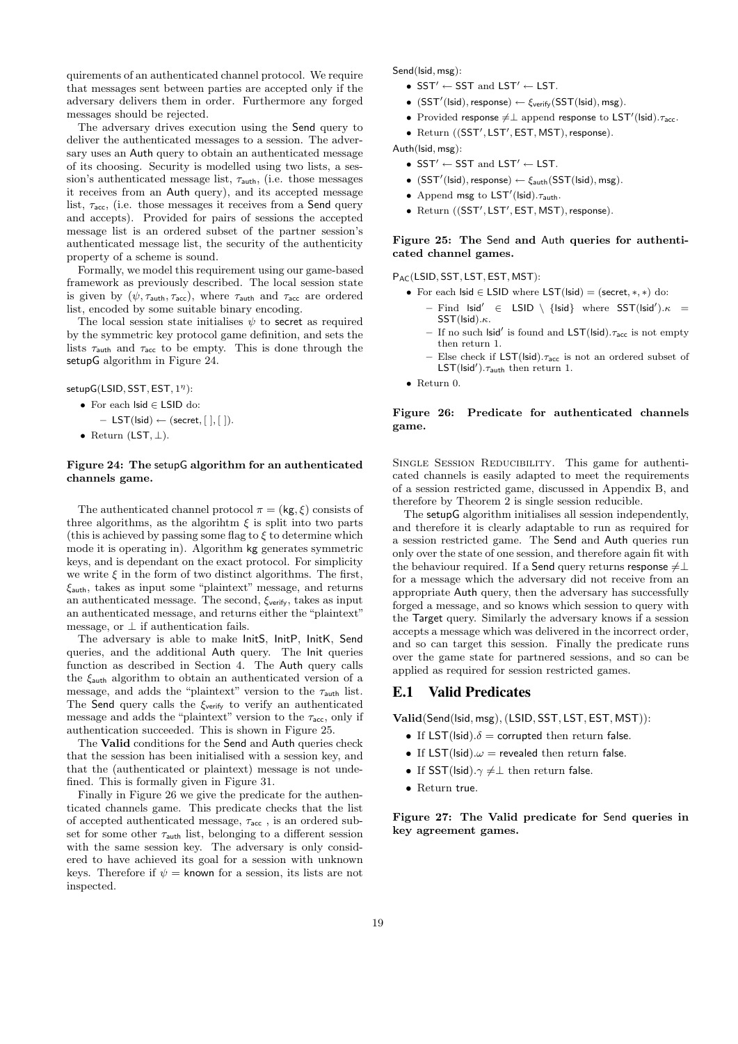quirements of an authenticated channel protocol. We require that messages sent between parties are accepted only if the adversary delivers them in order. Furthermore any forged messages should be rejected.

The adversary drives execution using the Send query to deliver the authenticated messages to a session. The adversary uses an Auth query to obtain an authenticated message of its choosing. Security is modelled using two lists, a session's authenticated message list, $\tau_{\mathsf{auth}}$, (i.e. those messages it receives from an Auth query), and its accepted message list, $\tau_{\mathsf{acc}}$, (i.e. those messages it receives from a Send query and accepts). Provided for pairs of sessions the accepted message list is an ordered subset of the partner session's authenticated message list, the security of the authenticity property of a scheme is sound.

Formally, we model this requirement using our game-based framework as previously described. The local session state is given by $(\psi, \tau_{\mathsf{auth}}, \tau_{\mathsf{acc}})$, where $\tau_{\mathsf{auth}}$ and $\tau_{\mathsf{acc}}$ are ordered list, encoded by some suitable binary encoding.

The local session state initialises $\psi$ to secret as required by the symmetric key protocol game definition, and sets the lists $\tau_{\mathsf{auth}}$ and $\tau_{\mathsf{acc}}$ to be empty. This is done through the setupG algorithm in Figure 24.

setupG(LSID, SST, EST, $1^\eta$):

- For each lsid $\in$ LSID do:
  - LST(lsid) $\leftarrow$ (secret, [ ], [ ]).
- Return (LST, $\perp$).

**Figure 24: The setupG algorithm for an authenticated channels game.**

The authenticated channel protocol $\pi = (\mathsf{kg}, \xi)$ consists of three algorithms, as the algorihtm $\xi$ is split into two parts (this is achieved by passing some flag to $\xi$ to determine which mode it is operating in). Algorithm kg generates symmetric keys, and is dependant on the exact protocol. For simplicity we write $\xi$ in the form of two distinct algorithms. The first, $\xi_{\mathsf{auth}}$, takes as input some "plaintext" message, and returns an authenticated message. The second, $\xi_{\mathsf{verify}}$, takes as input an authenticated message, and returns either the "plaintext" message, or $\perp$ if authentication fails.

The adversary is able to make InitS, InitP, InitK, Send queries, and the additional Auth query. The Init queries function as described in Section 4. The Auth query calls the $\xi_{\mathsf{auth}}$ algorithm to obtain an authenticated version of a message, and adds the "plaintext" version to the $\tau_{\mathsf{auth}}$ list. The Send query calls the $\xi_{\mathsf{verify}}$ to verify an authenticated message and adds the "plaintext" version to the $\tau_{\mathsf{acc}}$, only if authentication succeeded. This is shown in Figure 25.

The **Valid** conditions for the Send and Auth queries check that the session has been initialised with a session key, and that the (authenticated or plaintext) message is not undefined. This is formally given in Figure 31.

Finally in Figure 26 we give the predicate for the authenticated channels game. This predicate checks that the list of accepted authenticated message, $\tau_{\mathsf{acc}}$ , is an ordered subset for some other $\tau_{\mathsf{auth}}$ list, belonging to a different session with the same session key. The adversary is only considered to have achieved its goal for a session with unknown keys. Therefore if $\psi =$ known for a session, its lists are not inspected.

Send(lsid, msg):

- SST$'$ $\leftarrow$ SST and LST$'$ $\leftarrow$ LST.
- (SST$'$(lsid), response) $\leftarrow$ $\xi_{\mathsf{verify}}$(SST(lsid), msg).
- Provided response $\neq \perp$ append response to LST$'$(lsid).$\tau_{\mathsf{acc}}$.
- Return ((SST$'$, LST$'$, EST, MST), response).

Auth(lsid, msg):

- SST$'$ $\leftarrow$ SST and LST$'$ $\leftarrow$ LST.
- (SST$'$(lsid), response) $\leftarrow$ $\xi_{\mathsf{auth}}$(SST(lsid), msg).
- Append msg to LST$'$(lsid).$\tau_{\mathsf{auth}}$.
- Return ((SST$'$, LST$'$, EST, MST), response).

**Figure 25: The Send and Auth queries for authenticated channel games.**

$\mathsf{P}_{\mathsf{AC}}$(LSID, SST, LST, EST, MST):

- For each lsid $\in$ LSID where LST(lsid) = (secret, $*$, $*$) do:
  - Find lsid$'$ $\in$ LSID $\setminus$ {lsid} where SST(lsid$'$).$\kappa$ = SST(lsid).$\kappa$.
  - If no such lsid$'$ is found and LST(lsid).$\tau_{\mathsf{acc}}$ is not empty then return 1.
  - Else check if LST(lsid).$\tau_{\mathsf{acc}}$ is not an ordered subset of LST(lsid$'$).$\tau_{\mathsf{auth}}$ then return 1.
- Return 0.

**Figure 26: Predicate for authenticated channels game.**

Single Session Reducibility. This game for authenticated channels is easily adapted to meet the requirements of a session restricted game, discussed in Appendix B, and therefore by Theorem 2 is single session reducible.

The setupG algorithm initialises all session independently, and therefore it is clearly adaptable to run as required for a session restricted game. The Send and Auth queries run only over the state of one session, and therefore again fit with the behaviour required. If a Send query returns response $\neq \perp$ for a message which the adversary did not receive from an appropriate Auth query, then the adversary has successfully forged a message, and so knows which session to query with the Target query. Similarly the adversary knows if a session accepts a message which was delivered in the incorrect order, and so can target this session. Finally the predicate runs over the game state for partnered sessions, and so can be applied as required for session restricted games.

## E.1 Valid Predicates

**Valid**(Send(lsid, msg), (LSID, SST, LST, EST, MST)):

- If LST(lsid).$\delta$ = corrupted then return false.
- If LST(lsid).$\omega$ = revealed then return false.
- If SST(lsid).$\gamma \neq \perp$ then return false.
- Return true.

**Figure 27: The Valid predicate for Send queries in key agreement games.**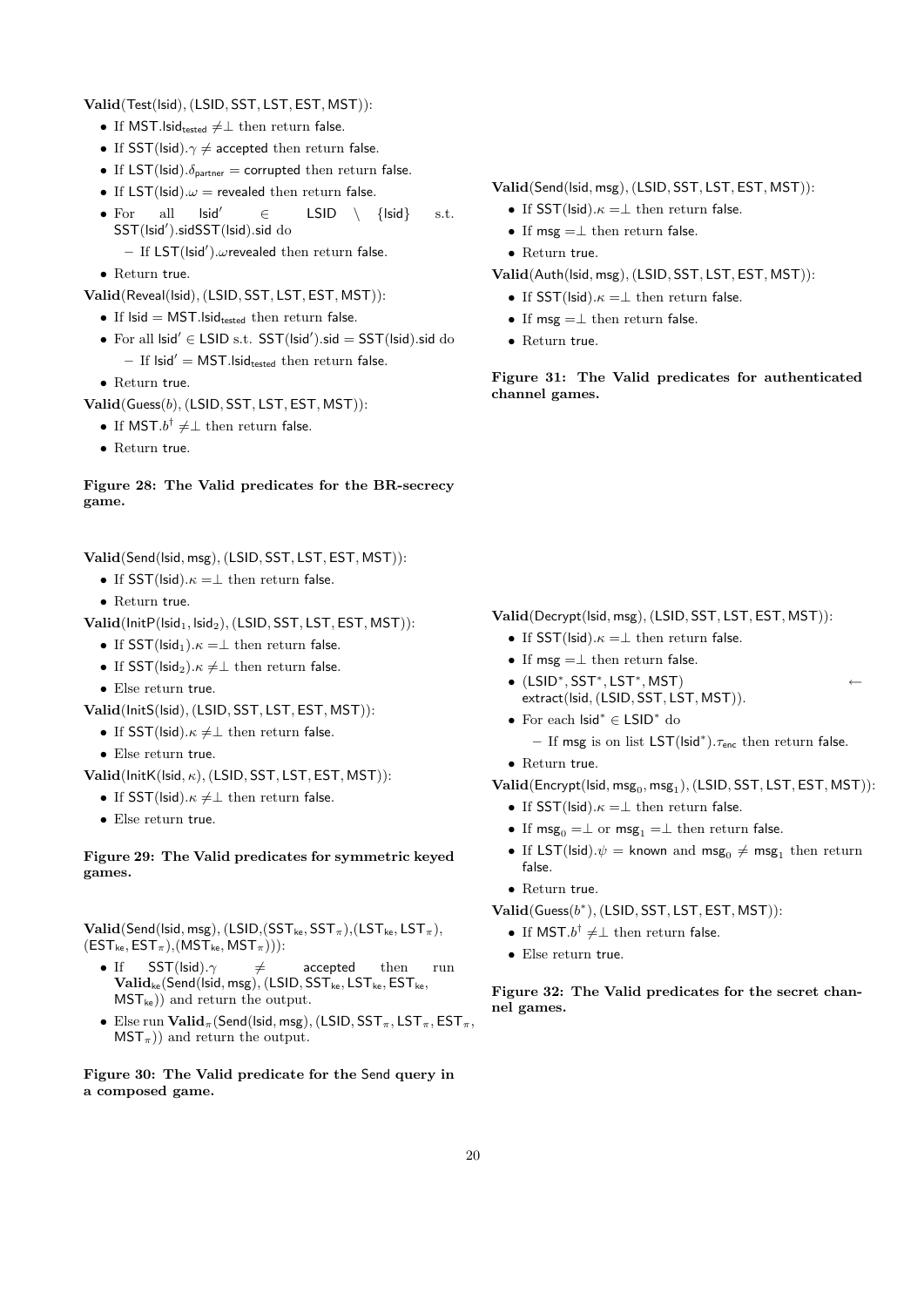**Valid**(Test(lsid), (LSID, SST, LST, EST, MST)):

- If $\mathsf{MST.lsid_{tested}} \neq \perp$ then return false.
- If $\mathsf{SST(lsid)}.\gamma \neq$ accepted then return false.
- If $\mathsf{LST(lsid)}.\delta_{\mathsf{partner}} =$ corrupted then return false.
- If $\mathsf{LST(lsid)}.\omega =$ revealed then return false.
- For all $\mathsf{lsid'} \in \mathsf{LSID} \setminus \{\mathsf{lsid}\}$ s.t. SST(lsid').sidSST(lsid).sid do
  - If $\mathsf{LST(lsid')}.\omega$revealed then return false.
- Return true.

**Valid**(Reveal(lsid), (LSID, SST, LST, EST, MST)):

- If $\mathsf{lsid} = \mathsf{MST.lsid_{tested}}$ then return false.
- For all $\mathsf{lsid'} \in \mathsf{LSID}$ s.t. $\mathsf{SST(lsid').sid} = \mathsf{SST(lsid).sid}$ do
  - If $\mathsf{lsid'} = \mathsf{MST.lsid_{tested}}$ then return false.
- Return true.

**Valid**(Guess($b$), (LSID, SST, LST, EST, MST)):

- If $\mathsf{MST}.b^{\dagger} \neq \perp$ then return false.
- Return true.

**Figure 28: The Valid predicates for the BR-secrecy game.**

**Valid**(Send(lsid, msg), (LSID, SST, LST, EST, MST)):

- If $\mathsf{SST(lsid)}.\kappa = \perp$ then return false.
- Return true.

**Valid**(InitP($\mathsf{lsid}_1, \mathsf{lsid}_2$), (LSID, SST, LST, EST, MST)):

- If $\mathsf{SST(lsid_1)}.\kappa = \perp$ then return false.
- If $\mathsf{SST(lsid_2)}.\kappa \neq \perp$ then return false.
- Else return true.

**Valid**(InitS(lsid), (LSID, SST, LST, EST, MST)):

- If $\mathsf{SST(lsid)}.\kappa \neq \perp$ then return false.
- Else return true.

**Valid**(InitK(lsid, $\kappa$), (LSID, SST, LST, EST, MST)):

- If $\mathsf{SST(lsid)}.\kappa \neq \perp$ then return false.
- Else return true.

**Figure 29: The Valid predicates for symmetric keyed games.**

**Valid**(Send(lsid, msg), (LSID,($\mathsf{SST_{ke}}, \mathsf{SST}_\pi$),($\mathsf{LST_{ke}}, \mathsf{LST}_\pi$), ($\mathsf{EST_{ke}}, \mathsf{EST}_\pi$),($\mathsf{MST_{ke}}, \mathsf{MST}_\pi$))):

- If $\mathsf{SST(lsid)}.\gamma \neq$ accepted then run $\mathbf{Valid}_{\mathsf{ke}}$(Send(lsid, msg), (LSID, $\mathsf{SST_{ke}}, \mathsf{LST_{ke}}, \mathsf{EST_{ke}}, \mathsf{MST_{ke}}$)) and return the output.
- Else run $\mathbf{Valid}_\pi$(Send(lsid, msg), (LSID, $\mathsf{SST}_\pi, \mathsf{LST}_\pi, \mathsf{EST}_\pi, \mathsf{MST}_\pi$)) and return the output.

**Figure 30: The Valid predicate for the Send query in a composed game.**

**Valid**(Send(lsid, msg), (LSID, SST, LST, EST, MST)):

- If $\mathsf{SST(lsid)}.\kappa = \perp$ then return false.
- If $\mathsf{msg} = \perp$ then return false.
- Return true.

**Valid**(Auth(lsid, msg), (LSID, SST, LST, EST, MST)):

- If $\mathsf{SST(lsid)}.\kappa = \perp$ then return false.
- If $\mathsf{msg} = \perp$ then return false.
- Return true.

**Figure 31: The Valid predicates for authenticated channel games.**

**Valid**(Decrypt(lsid, msg), (LSID, SST, LST, EST, MST)):

- If $\mathsf{SST(lsid)}.\kappa = \perp$ then return false.
- If $\mathsf{msg} = \perp$ then return false.
- $(\mathsf{LSID}^*, \mathsf{SST}^*, \mathsf{LST}^*, \mathsf{MST}) \leftarrow$ extract(lsid, (LSID, SST, LST, MST)).
- For each $\mathsf{lsid}^* \in \mathsf{LSID}^*$ do
  - If msg is on list $\mathsf{LST(lsid^*)}.\tau_{\mathsf{enc}}$ then return false.
- Return true.

**Valid**(Encrypt(lsid, $\mathsf{msg}_0, \mathsf{msg}_1$), (LSID, SST, LST, EST, MST)):

- If $\mathsf{SST(lsid)}.\kappa = \perp$ then return false.
- If $\mathsf{msg}_0 = \perp$ or $\mathsf{msg}_1 = \perp$ then return false.
- If $\mathsf{LST(lsid)}.\psi =$ known and $\mathsf{msg}_0 \neq \mathsf{msg}_1$ then return false.
- Return true.

**Valid**(Guess($b^*$), (LSID, SST, LST, EST, MST)):

- If $\mathsf{MST}.b^{\dagger} \neq \perp$ then return false.
- Else return true.

**Figure 32: The Valid predicates for the secret channel games.**